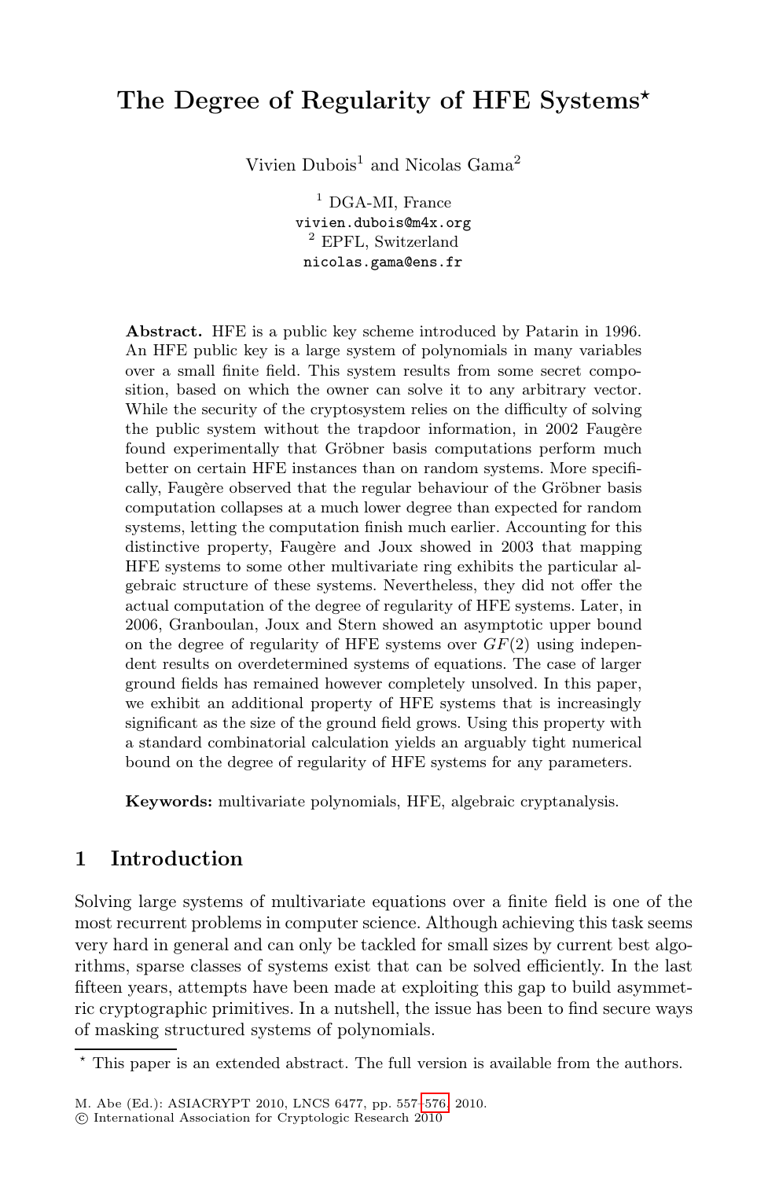# The Degree of Regularity of HFE Systems*

Vivien Dubois[1] and Nicolas Gama[2]

[1] DGA-MI, France
vivien.dubois@m4x.org
[2] EPFL, Switzerland
nicolas.gama@ens.fr

**Abstract.** HFE is a public key scheme introduced by Patarin in 1996. An HFE public key is a large system of polynomials in many variables over a small finite field. This system results from some secret composition, based on which the owner can solve it to any arbitrary vector. While the security of the cryptosystem relies on the difficulty of solving the public system without the trapdoor information, in 2002 Faugère found experimentally that Gröbner basis computations perform much better on certain HFE instances than on random systems. More specifically, Faugère observed that the regular behaviour of the Gröbner basis computation collapses at a much lower degree than expected for random systems, letting the computation finish much earlier. Accounting for this distinctive property, Faugère and Joux showed in 2003 that mapping HFE systems to some other multivariate ring exhibits the particular algebraic structure of these systems. Nevertheless, they did not offer the actual computation of the degree of regularity of HFE systems. Later, in 2006, Granboulan, Joux and Stern showed an asymptotic upper bound on the degree of regularity of HFE systems over $GF(2)$ using independent results on overdetermined systems of equations. The case of larger ground fields has remained however completely unsolved. In this paper, we exhibit an additional property of HFE systems that is increasingly significant as the size of the ground field grows. Using this property with a standard combinatorial calculation yields an arguably tight numerical bound on the degree of regularity of HFE systems for any parameters.

**Keywords:** multivariate polynomials, HFE, algebraic cryptanalysis.

## 1 Introduction

Solving large systems of multivariate equations over a finite field is one of the most recurrent problems in computer science. Although achieving this task seems very hard in general and can only be tackled for small sizes by current best algorithms, sparse classes of systems exist that can be solved efficiently. In the last fifteen years, attempts have been made at exploiting this gap to build asymmetric cryptographic primitives. In a nutshell, the issue has been to find secure ways of masking structured systems of polynomials.

* This paper is an extended abstract. The full version is available from the authors.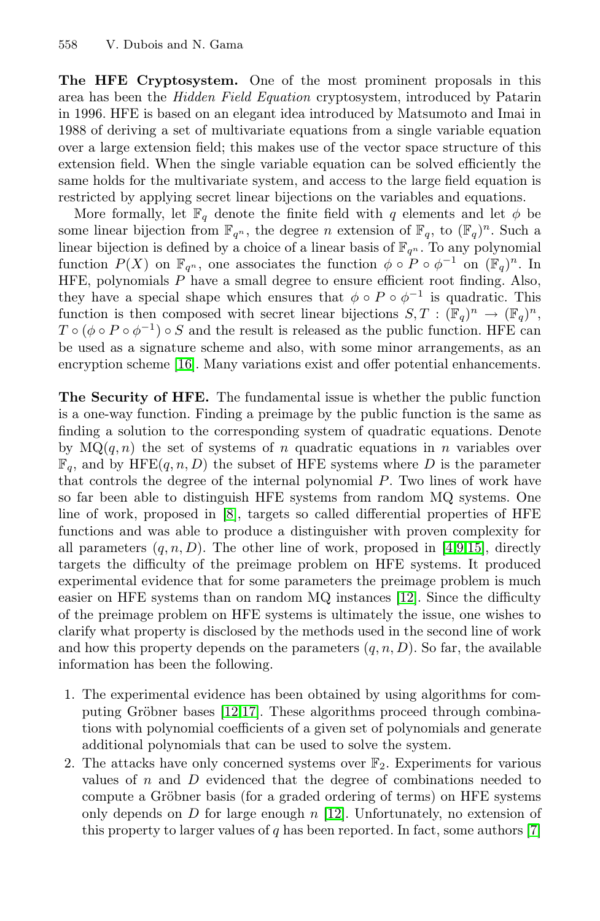**The HFE Cryptosystem.** One of the most prominent proposals in this area has been the *Hidden Field Equation* cryptosystem, introduced by Patarin in 1996. HFE is based on an elegant idea introduced by Matsumoto and Imai in 1988 of deriving a set of multivariate equations from a single variable equation over a large extension field; this makes use of the vector space structure of this extension field. When the single variable equation can be solved efficiently the same holds for the multivariate system, and access to the large field equation is restricted by applying secret linear bijections on the variables and equations.

More formally, let $\mathbb{F}_q$ denote the finite field with $q$ elements and let $\phi$ be some linear bijection from $\mathbb{F}_{q^n}$, the degree $n$ extension of $\mathbb{F}_q$, to $(\mathbb{F}_q)^n$. Such a linear bijection is defined by a choice of a linear basis of $\mathbb{F}_{q^n}$. To any polynomial function $P(X)$ on $\mathbb{F}_{q^n}$, one associates the function $\phi \circ P \circ \phi^{-1}$ on $(\mathbb{F}_q)^n$. In HFE, polynomials $P$ have a small degree to ensure efficient root finding. Also, they have a special shape which ensures that $\phi \circ P \circ \phi^{-1}$ is quadratic. This function is then composed with secret linear bijections $S, T : (\mathbb{F}_q)^n \to (\mathbb{F}_q)^n$, $T \circ (\phi \circ P \circ \phi^{-1}) \circ S$ and the result is released as the public function. HFE can be used as a signature scheme and also, with some minor arrangements, as an encryption scheme [16]. Many variations exist and offer potential enhancements.

**The Security of HFE.** The fundamental issue is whether the public function is a one-way function. Finding a preimage by the public function is the same as finding a solution to the corresponding system of quadratic equations. Denote by $\mathrm{MQ}(q, n)$ the set of systems of $n$ quadratic equations in $n$ variables over $\mathbb{F}_q$, and by $\mathrm{HFE}(q, n, D)$ the subset of HFE systems where $D$ is the parameter that controls the degree of the internal polynomial $P$. Two lines of work have so far been able to distinguish HFE systems from random MQ systems. One line of work, proposed in [8], targets so called differential properties of HFE functions and was able to produce a distinguisher with proven complexity for all parameters $(q, n, D)$. The other line of work, proposed in [4,9,15], directly targets the difficulty of the preimage problem on HFE systems. It produced experimental evidence that for some parameters the preimage problem is much easier on HFE systems than on random MQ instances [12]. Since the difficulty of the preimage problem on HFE systems is ultimately the issue, one wishes to clarify what property is disclosed by the methods used in the second line of work and how this property depends on the parameters $(q, n, D)$. So far, the available information has been the following.

1. The experimental evidence has been obtained by using algorithms for computing Gröbner bases [12,17]. These algorithms proceed through combinations with polynomial coefficients of a given set of polynomials and generate additional polynomials that can be used to solve the system.
2. The attacks have only concerned systems over $\mathbb{F}_2$. Experiments for various values of $n$ and $D$ evidenced that the degree of combinations needed to compute a Gröbner basis (for a graded ordering of terms) on HFE systems only depends on $D$ for large enough $n$ [12]. Unfortunately, no extension of this property to larger values of $q$ has been reported. In fact, some authors [7]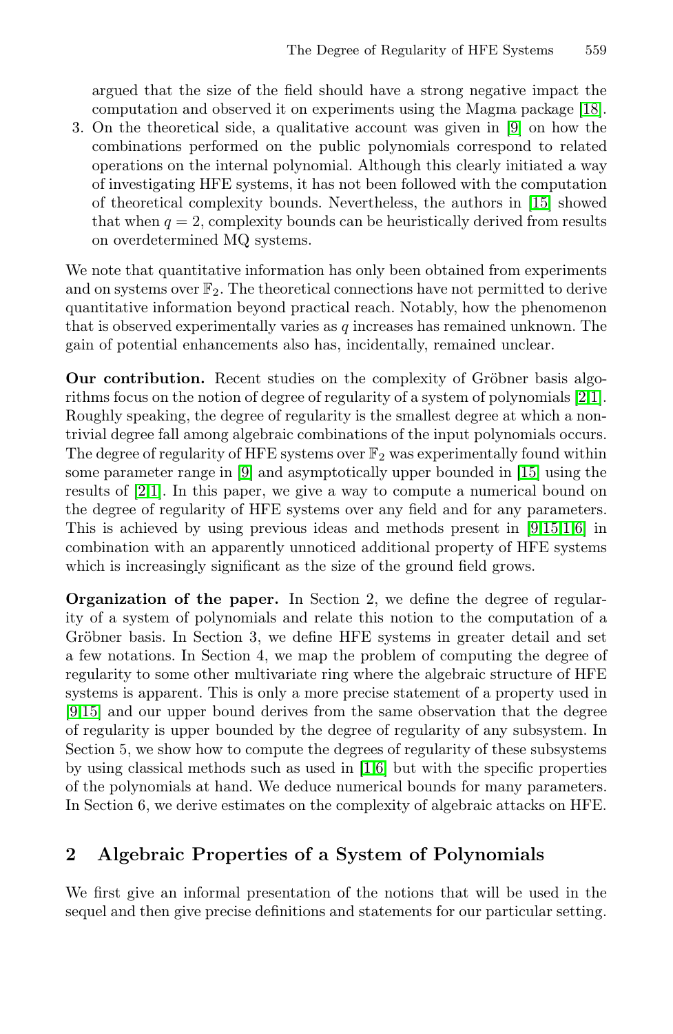argued that the size of the field should have a strong negative impact the computation and observed it on experiments using the Magma package [18].

3. On the theoretical side, a qualitative account was given in [9] on how the combinations performed on the public polynomials correspond to related operations on the internal polynomial. Although this clearly initiated a way of investigating HFE systems, it has not been followed with the computation of theoretical complexity bounds. Nevertheless, the authors in [15] showed that when $q = 2$, complexity bounds can be heuristically derived from results on overdetermined MQ systems.

We note that quantitative information has only been obtained from experiments and on systems over $\mathbb{F}_2$. The theoretical connections have not permitted to derive quantitative information beyond practical reach. Notably, how the phenomenon that is observed experimentally varies as $q$ increases has remained unknown. The gain of potential enhancements also has, incidentally, remained unclear.

**Our contribution.** Recent studies on the complexity of Gröbner basis algorithms focus on the notion of degree of regularity of a system of polynomials [2,1]. Roughly speaking, the degree of regularity is the smallest degree at which a non-trivial degree fall among algebraic combinations of the input polynomials occurs. The degree of regularity of HFE systems over $\mathbb{F}_2$ was experimentally found within some parameter range in [9] and asymptotically upper bounded in [15] using the results of [2,1]. In this paper, we give a way to compute a numerical bound on the degree of regularity of HFE systems over any field and for any parameters. This is achieved by using previous ideas and methods present in [9,15,1,6] in combination with an apparently unnoticed additional property of HFE systems which is increasingly significant as the size of the ground field grows.

**Organization of the paper.** In Section 2, we define the degree of regularity of a system of polynomials and relate this notion to the computation of a Gröbner basis. In Section 3, we define HFE systems in greater detail and set a few notations. In Section 4, we map the problem of computing the degree of regularity to some other multivariate ring where the algebraic structure of HFE systems is apparent. This is only a more precise statement of a property used in [9,15] and our upper bound derives from the same observation that the degree of regularity is upper bounded by the degree of regularity of any subsystem. In Section 5, we show how to compute the degrees of regularity of these subsystems by using classical methods such as used in [1,6] but with the specific properties of the polynomials at hand. We deduce numerical bounds for many parameters. In Section 6, we derive estimates on the complexity of algebraic attacks on HFE.

## 2 Algebraic Properties of a System of Polynomials

We first give an informal presentation of the notions that will be used in the sequel and then give precise definitions and statements for our particular setting.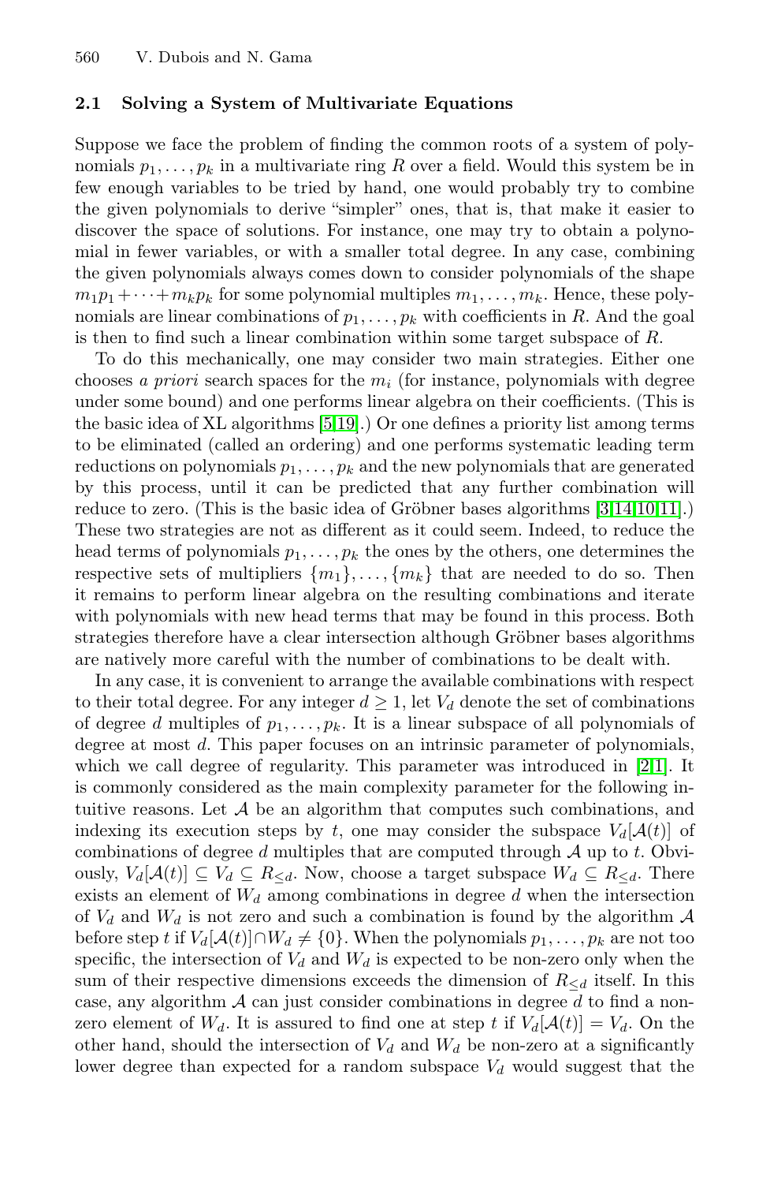### 2.1 Solving a System of Multivariate Equations

Suppose we face the problem of finding the common roots of a system of polynomials $p_1, \ldots, p_k$ in a multivariate ring $R$ over a field. Would this system be in few enough variables to be tried by hand, one would probably try to combine the given polynomials to derive "simpler" ones, that is, that make it easier to discover the space of solutions. For instance, one may try to obtain a polynomial in fewer variables, or with a smaller total degree. In any case, combining the given polynomials always comes down to consider polynomials of the shape $m_1 p_1 + \cdots + m_k p_k$ for some polynomial multiples $m_1, \ldots, m_k$. Hence, these polynomials are linear combinations of $p_1, \ldots, p_k$ with coefficients in $R$. And the goal is then to find such a linear combination within some target subspace of $R$.

To do this mechanically, one may consider two main strategies. Either one chooses *a priori* search spaces for the $m_i$ (for instance, polynomials with degree under some bound) and one performs linear algebra on their coefficients. (This is the basic idea of XL algorithms [5,19].) Or one defines a priority list among terms to be eliminated (called an ordering) and one performs systematic leading term reductions on polynomials $p_1, \ldots, p_k$ and the new polynomials that are generated by this process, until it can be predicted that any further combination will reduce to zero. (This is the basic idea of Gröbner bases algorithms [3,14,10,11].) These two strategies are not as different as it could seem. Indeed, to reduce the head terms of polynomials $p_1, \ldots, p_k$ the ones by the others, one determines the respective sets of multipliers $\{m_1\}, \ldots, \{m_k\}$ that are needed to do so. Then it remains to perform linear algebra on the resulting combinations and iterate with polynomials with new head terms that may be found in this process. Both strategies therefore have a clear intersection although Gröbner bases algorithms are natively more careful with the number of combinations to be dealt with.

In any case, it is convenient to arrange the available combinations with respect to their total degree. For any integer $d \geq 1$, let $V_d$ denote the set of combinations of degree $d$ multiples of $p_1, \ldots, p_k$. It is a linear subspace of all polynomials of degree at most $d$. This paper focuses on an intrinsic parameter of polynomials, which we call degree of regularity. This parameter was introduced in [2,1]. It is commonly considered as the main complexity parameter for the following intuitive reasons. Let $\mathcal{A}$ be an algorithm that computes such combinations, and indexing its execution steps by $t$, one may consider the subspace $V_d[\mathcal{A}(t)]$ of combinations of degree $d$ multiples that are computed through $\mathcal{A}$ up to $t$. Obviously, $V_d[\mathcal{A}(t)] \subseteq V_d \subseteq R_{\leq d}$. Now, choose a target subspace $W_d \subseteq R_{\leq d}$. There exists an element of $W_d$ among combinations in degree $d$ when the intersection of $V_d$ and $W_d$ is not zero and such a combination is found by the algorithm $\mathcal{A}$ before step $t$ if $V_d[\mathcal{A}(t)] \cap W_d \neq \{0\}$. When the polynomials $p_1, \ldots, p_k$ are not too specific, the intersection of $V_d$ and $W_d$ is expected to be non-zero only when the sum of their respective dimensions exceeds the dimension of $R_{\leq d}$ itself. In this case, any algorithm $\mathcal{A}$ can just consider combinations in degree $d$ to find a non-zero element of $W_d$. It is assured to find one at step $t$ if $V_d[\mathcal{A}(t)] = V_d$. On the other hand, should the intersection of $V_d$ and $W_d$ be non-zero at a significantly lower degree than expected for a random subspace $V_d$ would suggest that the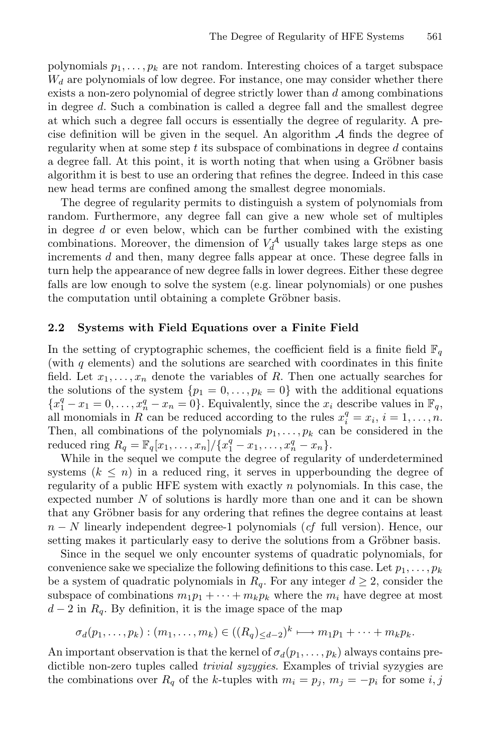polynomials $p_1, \ldots, p_k$ are not random. Interesting choices of a target subspace $W_d$ are polynomials of low degree. For instance, one may consider whether there exists a non-zero polynomial of degree strictly lower than $d$ among combinations in degree $d$. Such a combination is called a degree fall and the smallest degree at which such a degree fall occurs is essentially the degree of regularity. A precise definition will be given in the sequel. An algorithm $\mathcal{A}$ finds the degree of regularity when at some step $t$ its subspace of combinations in degree $d$ contains a degree fall. At this point, it is worth noting that when using a Gröbner basis algorithm it is best to use an ordering that refines the degree. Indeed in this case new head terms are confined among the smallest degree monomials.

The degree of regularity permits to distinguish a system of polynomials from random. Furthermore, any degree fall can give a new whole set of multiples in degree $d$ or even below, which can be further combined with the existing combinations. Moreover, the dimension of $V_d^{\mathcal{A}}$ usually takes large steps as one increments $d$ and then, many degree falls appear at once. These degree falls in turn help the appearance of new degree falls in lower degrees. Either these degree falls are low enough to solve the system (e.g. linear polynomials) or one pushes the computation until obtaining a complete Gröbner basis.

### 2.2 Systems with Field Equations over a Finite Field

In the setting of cryptographic schemes, the coefficient field is a finite field $\mathbb{F}_q$ (with $q$ elements) and the solutions are searched with coordinates in this finite field. Let $x_1, \ldots, x_n$ denote the variables of $R$. Then one actually searches for the solutions of the system $\{p_1 = 0, \ldots, p_k = 0\}$ with the additional equations $\{x_1^q - x_1 = 0, \ldots, x_n^q - x_n = 0\}$. Equivalently, since the $x_i$ describe values in $\mathbb{F}_q$, all monomials in $R$ can be reduced according to the rules $x_i^q = x_i$, $i = 1, \ldots, n$. Then, all combinations of the polynomials $p_1, \ldots, p_k$ can be considered in the reduced ring $R_q = \mathbb{F}_q[x_1, \ldots, x_n]/\{x_1^q - x_1, \ldots, x_n^q - x_n\}$.

While in the sequel we compute the degree of regularity of underdetermined systems ($k \leq n$) in a reduced ring, it serves in upperbounding the degree of regularity of a public HFE system with exactly $n$ polynomials. In this case, the expected number $N$ of solutions is hardly more than one and it can be shown that any Gröbner basis for any ordering that refines the degree contains at least $n - N$ linearly independent degree-1 polynomials (*cf* full version). Hence, our setting makes it particularly easy to derive the solutions from a Gröbner basis.

Since in the sequel we only encounter systems of quadratic polynomials, for convenience sake we specialize the following definitions to this case. Let $p_1, \ldots, p_k$ be a system of quadratic polynomials in $R_q$. For any integer $d \geq 2$, consider the subspace of combinations $m_1 p_1 + \cdots + m_k p_k$ where the $m_i$ have degree at most $d - 2$ in $R_q$. By definition, it is the image space of the map

$$\sigma_d(p_1, \ldots, p_k) : (m_1, \ldots, m_k) \in ((R_q)_{\leq d-2})^k \longmapsto m_1 p_1 + \cdots + m_k p_k.$$

An important observation is that the kernel of $\sigma_d(p_1, \ldots, p_k)$ always contains predictible non-zero tuples called *trivial syzygies*. Examples of trivial syzygies are the combinations over $R_q$ of the $k$-tuples with $m_i = p_j$, $m_j = -p_i$ for some $i, j$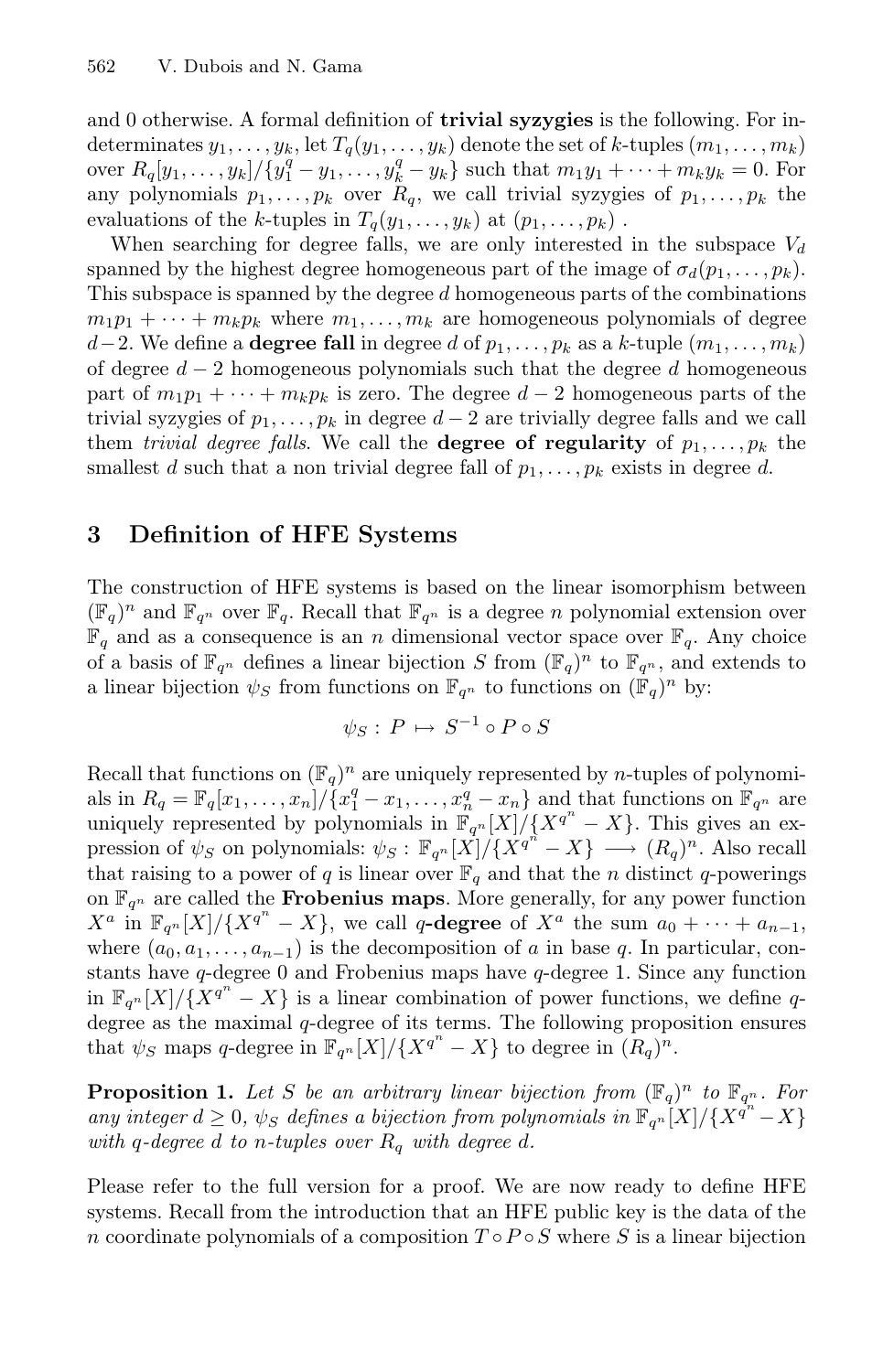and 0 otherwise. A formal definition of **trivial syzygies** is the following. For indeterminates $y_1, \dots, y_k$, let $T_q(y_1, \dots, y_k)$ denote the set of $k$-tuples $(m_1, \dots, m_k)$ over $R_q[y_1, \dots, y_k]/\{y_1^q - y_1, \dots, y_k^q - y_k\}$ such that $m_1 y_1 + \cdots + m_k y_k = 0$. For any polynomials $p_1, \dots, p_k$ over $R_q$, we call trivial syzygies of $p_1, \dots, p_k$ the evaluations of the $k$-tuples in $T_q(y_1, \dots, y_k)$ at $(p_1, \dots, p_k)$ .

When searching for degree falls, we are only interested in the subspace $V_d$ spanned by the highest degree homogeneous part of the image of $\sigma_d(p_1, \dots, p_k)$. This subspace is spanned by the degree $d$ homogeneous parts of the combinations $m_1 p_1 + \cdots + m_k p_k$ where $m_1, \dots, m_k$ are homogeneous polynomials of degree $d-2$. We define a **degree fall** in degree $d$ of $p_1, \dots, p_k$ as a $k$-tuple $(m_1, \dots, m_k)$ of degree $d-2$ homogeneous polynomials such that the degree $d$ homogeneous part of $m_1 p_1 + \cdots + m_k p_k$ is zero. The degree $d-2$ homogeneous parts of the trivial syzygies of $p_1, \dots, p_k$ in degree $d-2$ are trivially degree falls and we call them *trivial degree falls*. We call the **degree of regularity** of $p_1, \dots, p_k$ the smallest $d$ such that a non trivial degree fall of $p_1, \dots, p_k$ exists in degree $d$.

## 3 Definition of HFE Systems

The construction of HFE systems is based on the linear isomorphism between $(\mathbb{F}_q)^n$ and $\mathbb{F}_{q^n}$ over $\mathbb{F}_q$. Recall that $\mathbb{F}_{q^n}$ is a degree $n$ polynomial extension over $\mathbb{F}_q$ and as a consequence is an $n$ dimensional vector space over $\mathbb{F}_q$. Any choice of a basis of $\mathbb{F}_{q^n}$ defines a linear bijection $S$ from $(\mathbb{F}_q)^n$ to $\mathbb{F}_{q^n}$, and extends to a linear bijection $\psi_S$ from functions on $\mathbb{F}_{q^n}$ to functions on $(\mathbb{F}_q)^n$ by:

$$\psi_S : P \mapsto S^{-1} \circ P \circ S$$

Recall that functions on $(\mathbb{F}_q)^n$ are uniquely represented by $n$-tuples of polynomials in $R_q = \mathbb{F}_q[x_1, \dots, x_n]/\{x_1^q - x_1, \dots, x_n^q - x_n\}$ and that functions on $\mathbb{F}_{q^n}$ are uniquely represented by polynomials in $\mathbb{F}_{q^n}[X]/\{X^{q^n} - X\}$. This gives an expression of $\psi_S$ on polynomials: $\psi_S : \mathbb{F}_{q^n}[X]/\{X^{q^n} - X\} \longrightarrow (R_q)^n$. Also recall that raising to a power of $q$ is linear over $\mathbb{F}_q$ and that the $n$ distinct $q$-powerings on $\mathbb{F}_{q^n}$ are called the **Frobenius maps**. More generally, for any power function $X^a$ in $\mathbb{F}_{q^n}[X]/\{X^{q^n} - X\}$, we call ***q*-degree** of $X^a$ the sum $a_0 + \cdots + a_{n-1}$, where $(a_0, a_1, \dots, a_{n-1})$ is the decomposition of $a$ in base $q$. In particular, constants have $q$-degree 0 and Frobenius maps have $q$-degree 1. Since any function in $\mathbb{F}_{q^n}[X]/\{X^{q^n} - X\}$ is a linear combination of power functions, we define $q$-degree as the maximal $q$-degree of its terms. The following proposition ensures that $\psi_S$ maps $q$-degree in $\mathbb{F}_{q^n}[X]/\{X^{q^n} - X\}$ to degree in $(R_q)^n$.

**Proposition 1.** *Let $S$ be an arbitrary linear bijection from $(\mathbb{F}_q)^n$ to $\mathbb{F}_{q^n}$. For any integer $d \geq 0$, $\psi_S$ defines a bijection from polynomials in $\mathbb{F}_{q^n}[X]/\{X^{q^n} - X\}$ with $q$-degree $d$ to $n$-tuples over $R_q$ with degree $d$.*

Please refer to the full version for a proof. We are now ready to define HFE systems. Recall from the introduction that an HFE public key is the data of the $n$ coordinate polynomials of a composition $T \circ P \circ S$ where $S$ is a linear bijection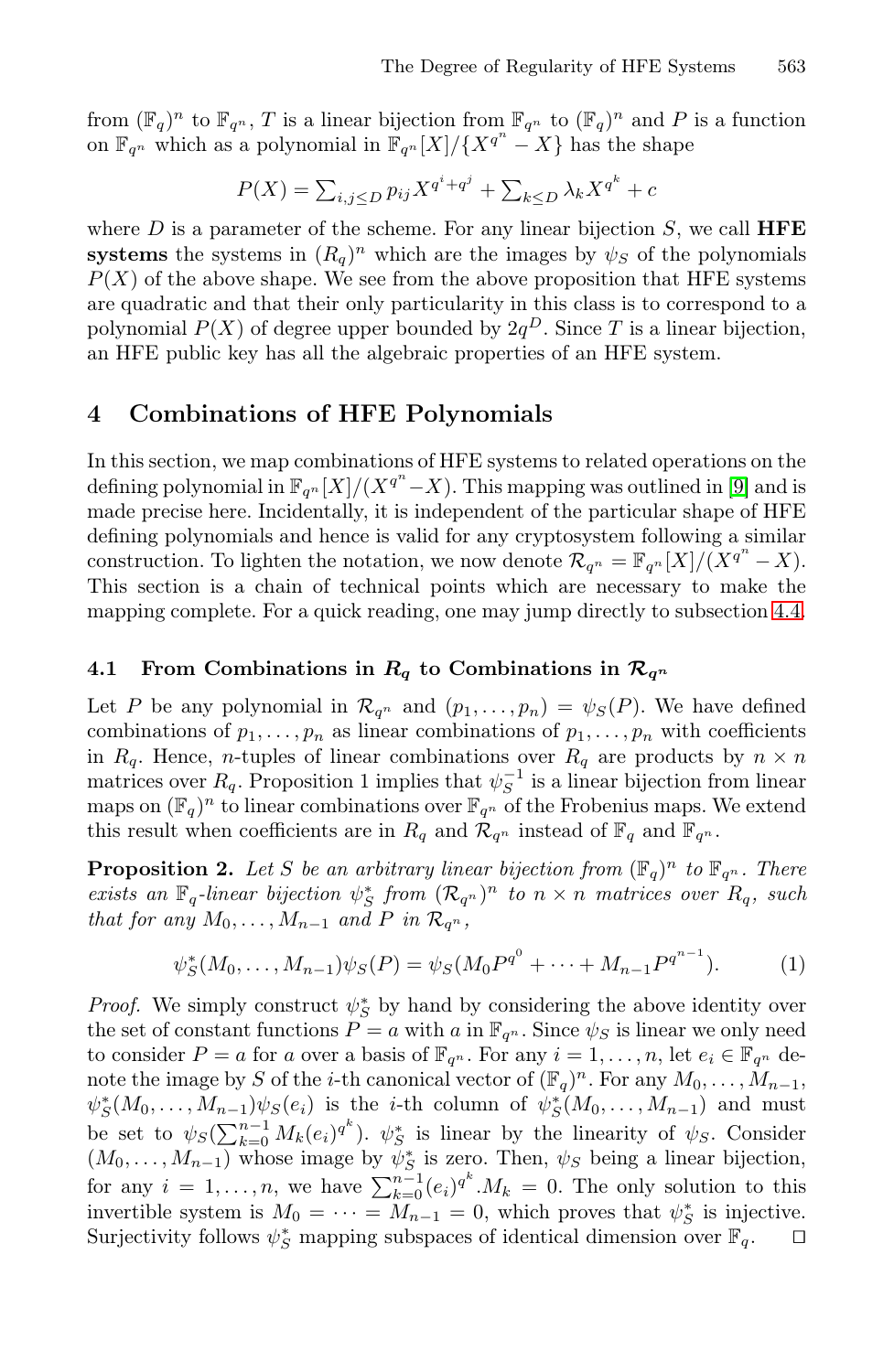from $(\mathbb{F}_q)^n$ to $\mathbb{F}_{q^n}$, $T$ is a linear bijection from $\mathbb{F}_{q^n}$ to $(\mathbb{F}_q)^n$ and $P$ is a function on $\mathbb{F}_{q^n}$ which as a polynomial in $\mathbb{F}_{q^n}[X]/\{X^{q^n} - X\}$ has the shape

$$P(X) = \sum_{i,j \le D} p_{ij} X^{q^i + q^j} + \sum_{k \le D} \lambda_k X^{q^k} + c$$

where $D$ is a parameter of the scheme. For any linear bijection $S$, we call **HFE systems** the systems in $(R_q)^n$ which are the images by $\psi_S$ of the polynomials $P(X)$ of the above shape. We see from the above proposition that HFE systems are quadratic and that their only particularity in this class is to correspond to a polynomial $P(X)$ of degree upper bounded by $2q^D$. Since $T$ is a linear bijection, an HFE public key has all the algebraic properties of an HFE system.

## 4 Combinations of HFE Polynomials

In this section, we map combinations of HFE systems to related operations on the defining polynomial in $\mathbb{F}_{q^n}[X]/(X^{q^n} - X)$. This mapping was outlined in [9] and is made precise here. Incidentally, it is independent of the particular shape of HFE defining polynomials and hence is valid for any cryptosystem following a similar construction. To lighten the notation, we now denote $\mathcal{R}_{q^n} = \mathbb{F}_{q^n}[X]/(X^{q^n} - X)$. This section is a chain of technical points which are necessary to make the mapping complete. For a quick reading, one may jump directly to subsection 4.4.

### 4.1 From Combinations in $R_q$ to Combinations in $\mathcal{R}_{q^n}$

Let $P$ be any polynomial in $\mathcal{R}_{q^n}$ and $(p_1, \ldots, p_n) = \psi_S(P)$. We have defined combinations of $p_1, \ldots, p_n$ as linear combinations of $p_1, \ldots, p_n$ with coefficients in $R_q$. Hence, $n$-tuples of linear combinations over $R_q$ are products by $n \times n$ matrices over $R_q$. Proposition 1 implies that $\psi_S^{-1}$ is a linear bijection from linear maps on $(\mathbb{F}_q)^n$ to linear combinations over $\mathbb{F}_{q^n}$ of the Frobenius maps. We extend this result when coefficients are in $R_q$ and $\mathcal{R}_{q^n}$ instead of $\mathbb{F}_q$ and $\mathbb{F}_{q^n}$.

**Proposition 2.** *Let $S$ be an arbitrary linear bijection from $(\mathbb{F}_q)^n$ to $\mathbb{F}_{q^n}$. There exists an $\mathbb{F}_q$-linear bijection $\psi_S^*$ from $(\mathcal{R}_{q^n})^n$ to $n \times n$ matrices over $R_q$, such that for any $M_0, \ldots, M_{n-1}$ and $P$ in $\mathcal{R}_{q^n}$,*

$$\psi_S^*(M_0, \ldots, M_{n-1}) \psi_S(P) = \psi_S(M_0 P^{q^0} + \cdots + M_{n-1} P^{q^{n-1}}). \qquad (1)$$

*Proof.* We simply construct $\psi_S^*$ by hand by considering the above identity over the set of constant functions $P = a$ with $a$ in $\mathbb{F}_{q^n}$. Since $\psi_S$ is linear we only need to consider $P = a$ for $a$ over a basis of $\mathbb{F}_{q^n}$. For any $i = 1, \ldots, n$, let $e_i \in \mathbb{F}_{q^n}$ denote the image by $S$ of the $i$-th canonical vector of $(\mathbb{F}_q)^n$. For any $M_0, \ldots, M_{n-1}$, $\psi_S^*(M_0, \ldots, M_{n-1}) \psi_S(e_i)$ is the $i$-th column of $\psi_S^*(M_0, \ldots, M_{n-1})$ and must be set to $\psi_S(\sum_{k=0}^{n-1} M_k (e_i)^{q^k})$. $\psi_S^*$ is linear by the linearity of $\psi_S$. Consider $(M_0, \ldots, M_{n-1})$ whose image by $\psi_S^*$ is zero. Then, $\psi_S$ being a linear bijection, for any $i = 1, \ldots, n$, we have $\sum_{k=0}^{n-1} (e_i)^{q^k} . M_k = 0$. The only solution to this invertible system is $M_0 = \cdots = M_{n-1} = 0$, which proves that $\psi_S^*$ is injective. Surjectivity follows $\psi_S^*$ mapping subspaces of identical dimension over $\mathbb{F}_q$. $\square$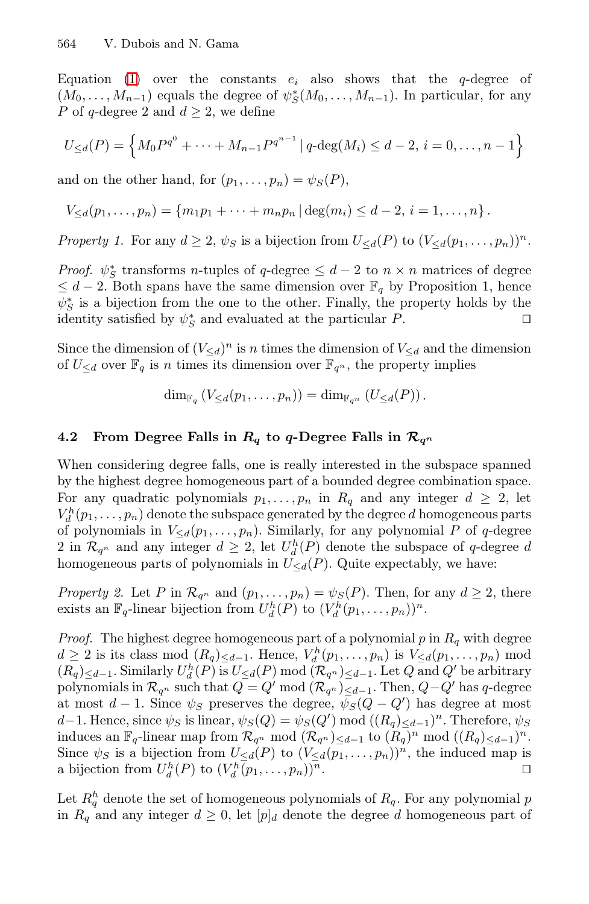Equation (1) over the constants $e_i$ also shows that the $q$-degree of $(M_0, \ldots, M_{n-1})$ equals the degree of $\psi_S^*(M_0, \ldots, M_{n-1})$. In particular, for any $P$ of $q$-degree 2 and $d \geq 2$, we define

$$U_{\leq d}(P) = \left\{ M_0 P^{q^0} + \cdots + M_{n-1} P^{q^{n-1}} \,|\, q\text{-deg}(M_i) \leq d-2,\ i = 0, \ldots, n-1 \right\}$$

and on the other hand, for $(p_1, \ldots, p_n) = \psi_S(P)$,

$$V_{\leq d}(p_1, \ldots, p_n) = \left\{ m_1 p_1 + \cdots + m_n p_n \,|\, \deg(m_i) \leq d-2,\ i = 1, \ldots, n \right\}.$$

*Property 1.* For any $d \geq 2$, $\psi_S$ is a bijection from $U_{\leq d}(P)$ to $(V_{\leq d}(p_1, \ldots, p_n))^n$.

*Proof.* $\psi_S^*$ transforms $n$-tuples of $q$-degree $\leq d-2$ to $n \times n$ matrices of degree $\leq d-2$. Both spans have the same dimension over $\mathbb{F}_q$ by Proposition 1, hence $\psi_S^*$ is a bijection from the one to the other. Finally, the property holds by the identity satisfied by $\psi_S^*$ and evaluated at the particular $P$. $\square$

Since the dimension of $(V_{\leq d})^n$ is $n$ times the dimension of $V_{\leq d}$ and the dimension of $U_{\leq d}$ over $\mathbb{F}_q$ is $n$ times its dimension over $\mathbb{F}_{q^n}$, the property implies

$$\dim_{\mathbb{F}_q}(V_{\leq d}(p_1, \ldots, p_n)) = \dim_{\mathbb{F}_{q^n}}(U_{\leq d}(P)).$$

### 4.2 From Degree Falls in $R_q$ to $q$-Degree Falls in $\mathcal{R}_{q^n}$

When considering degree falls, one is really interested in the subspace spanned by the highest degree homogeneous part of a bounded degree combination space. For any quadratic polynomials $p_1, \ldots, p_n$ in $R_q$ and any integer $d \geq 2$, let $V_d^h(p_1, \ldots, p_n)$ denote the subspace generated by the degree $d$ homogeneous parts of polynomials in $V_{\leq d}(p_1, \ldots, p_n)$. Similarly, for any polynomial $P$ of $q$-degree 2 in $\mathcal{R}_{q^n}$ and any integer $d \geq 2$, let $U_d^h(P)$ denote the subspace of $q$-degree $d$ homogeneous parts of polynomials in $U_{\leq d}(P)$. Quite expectably, we have:

*Property 2.* Let $P$ in $\mathcal{R}_{q^n}$ and $(p_1, \ldots, p_n) = \psi_S(P)$. Then, for any $d \geq 2$, there exists an $\mathbb{F}_q$-linear bijection from $U_d^h(P)$ to $(V_d^h(p_1, \ldots, p_n))^n$.

*Proof.* The highest degree homogeneous part of a polynomial $p$ in $R_q$ with degree $d \geq 2$ is its class mod $(R_q)_{\leq d-1}$. Hence, $V_d^h(p_1, \ldots, p_n)$ is $V_{\leq d}(p_1, \ldots, p_n)$ mod $(R_q)_{\leq d-1}$. Similarly $U_d^h(P)$ is $U_{\leq d}(P)$ mod $(\mathcal{R}_{q^n})_{\leq d-1}$. Let $Q$ and $Q'$ be arbitrary polynomials in $\mathcal{R}_{q^n}$ such that $Q = Q'$ mod $(\mathcal{R}_{q^n})_{\leq d-1}$. Then, $Q - Q'$ has $q$-degree at most $d-1$. Since $\psi_S$ preserves the degree, $\psi_S(Q - Q')$ has degree at most $d-1$. Hence, since $\psi_S$ is linear, $\psi_S(Q) = \psi_S(Q')$ mod $((R_q)_{\leq d-1})^n$. Therefore, $\psi_S$ induces an $\mathbb{F}_q$-linear map from $\mathcal{R}_{q^n}$ mod $(\mathcal{R}_{q^n})_{\leq d-1}$ to $(R_q)^n$ mod $((R_q)_{\leq d-1})^n$. Since $\psi_S$ is a bijection from $U_{\leq d}(P)$ to $(V_{\leq d}(p_1, \ldots, p_n))^n$, the induced map is a bijection from $U_d^h(P)$ to $(V_d^h(p_1, \ldots, p_n))^n$. $\square$

Let $R_q^h$ denote the set of homogeneous polynomials of $R_q$. For any polynomial $p$ in $R_q$ and any integer $d \geq 0$, let $[p]_d$ denote the degree $d$ homogeneous part of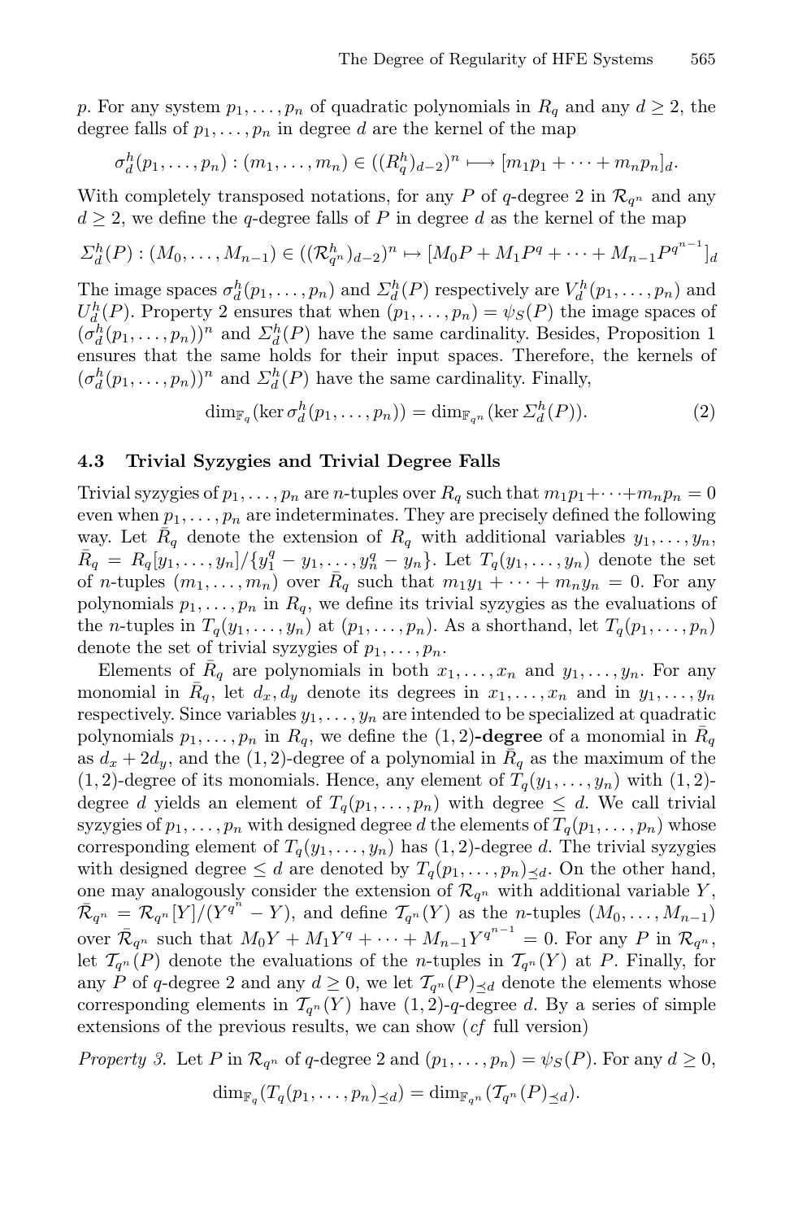$p$. For any system $p_1, \ldots, p_n$ of quadratic polynomials in $R_q$ and any $d \geq 2$, the degree falls of $p_1, \ldots, p_n$ in degree $d$ are the kernel of the map

$$\sigma_d^h(p_1, \ldots, p_n) : (m_1, \ldots, m_n) \in ((R_q^h)_{d-2})^n \longmapsto [m_1 p_1 + \cdots + m_n p_n]_d.$$

With completely transposed notations, for any $P$ of $q$-degree 2 in $\mathcal{R}_{q^n}$ and any $d \geq 2$, we define the $q$-degree falls of $P$ in degree $d$ as the kernel of the map

$$\Sigma_d^h(P) : (M_0, \ldots, M_{n-1}) \in ((\mathcal{R}_{q^n}^h)_{d-2})^n \mapsto [M_0 P + M_1 P^q + \cdots + M_{n-1} P^{q^{n-1}}]_d$$

The image spaces $\sigma_d^h(p_1, \ldots, p_n)$ and $\Sigma_d^h(P)$ respectively are $V_d^h(p_1, \ldots, p_n)$ and $U_d^h(P)$. Property 2 ensures that when $(p_1, \ldots, p_n) = \psi_S(P)$ the image spaces of $(\sigma_d^h(p_1, \ldots, p_n))^n$ and $\Sigma_d^h(P)$ have the same cardinality. Besides, Proposition 1 ensures that the same holds for their input spaces. Therefore, the kernels of $(\sigma_d^h(p_1, \ldots, p_n))^n$ and $\Sigma_d^h(P)$ have the same cardinality. Finally,

$$\dim_{\mathbb{F}_q}(\ker \sigma_d^h(p_1, \ldots, p_n)) = \dim_{\mathbb{F}_{q^n}}(\ker \Sigma_d^h(P)). \tag{2}$$

### 4.3 Trivial Syzygies and Trivial Degree Falls

Trivial syzygies of $p_1, \ldots, p_n$ are $n$-tuples over $R_q$ such that $m_1 p_1 + \cdots + m_n p_n = 0$ even when $p_1, \ldots, p_n$ are indeterminates. They are precisely defined the following way. Let $\bar{R}_q$ denote the extension of $R_q$ with additional variables $y_1, \ldots, y_n$, $\bar{R}_q = R_q[y_1, \ldots, y_n]/\{y_1^q - y_1, \ldots, y_n^q - y_n\}$. Let $T_q(y_1, \ldots, y_n)$ denote the set of $n$-tuples $(m_1, \ldots, m_n)$ over $\bar{R}_q$ such that $m_1 y_1 + \cdots + m_n y_n = 0$. For any polynomials $p_1, \ldots, p_n$ in $R_q$, we define its trivial syzygies as the evaluations of the $n$-tuples in $T_q(y_1, \ldots, y_n)$ at $(p_1, \ldots, p_n)$. As a shorthand, let $T_q(p_1, \ldots, p_n)$ denote the set of trivial syzygies of $p_1, \ldots, p_n$.

Elements of $\bar{R}_q$ are polynomials in both $x_1, \ldots, x_n$ and $y_1, \ldots, y_n$. For any monomial in $\bar{R}_q$, let $d_x, d_y$ denote its degrees in $x_1, \ldots, x_n$ and in $y_1, \ldots, y_n$ respectively. Since variables $y_1, \ldots, y_n$ are intended to be specialized at quadratic polynomials $p_1, \ldots, p_n$ in $R_q$, we define the **(1, 2)-degree** of a monomial in $\bar{R}_q$ as $d_x + 2d_y$, and the (1, 2)-degree of a polynomial in $\bar{R}_q$ as the maximum of the (1, 2)-degree of its monomials. Hence, any element of $T_q(y_1, \ldots, y_n)$ with (1, 2)-degree $d$ yields an element of $T_q(p_1, \ldots, p_n)$ with degree $\leq d$. We call trivial syzygies of $p_1, \ldots, p_n$ with designed degree $d$ the elements of $T_q(p_1, \ldots, p_n)$ whose corresponding element of $T_q(y_1, \ldots, y_n)$ has (1, 2)-degree $d$. The trivial syzygies with designed degree $\leq d$ are denoted by $T_q(p_1, \ldots, p_n)_{\preceq d}$. On the other hand, one may analogously consider the extension of $\mathcal{R}_{q^n}$ with additional variable $Y$, $\bar{\mathcal{R}}_{q^n} = \mathcal{R}_{q^n}[Y]/(Y^{q^n} - Y)$, and define $\mathcal{T}_{q^n}(Y)$ as the $n$-tuples $(M_0, \ldots, M_{n-1})$ over $\bar{\mathcal{R}}_{q^n}$ such that $M_0 Y + M_1 Y^q + \cdots + M_{n-1} Y^{q^{n-1}} = 0$. For any $P$ in $\mathcal{R}_{q^n}$, let $\mathcal{T}_{q^n}(P)$ denote the evaluations of the $n$-tuples in $\mathcal{T}_{q^n}(Y)$ at $P$. Finally, for any $P$ of $q$-degree 2 and any $d \geq 0$, we let $\mathcal{T}_{q^n}(P)_{\preceq d}$ denote the elements whose corresponding elements in $\mathcal{T}_{q^n}(Y)$ have (1, 2)-$q$-degree $d$. By a series of simple extensions of the previous results, we can show (*cf* full version)

*Property 3.* Let $P$ in $\mathcal{R}_{q^n}$ of $q$-degree 2 and $(p_1, \ldots, p_n) = \psi_S(P)$. For any $d \geq 0$,

$$\dim_{\mathbb{F}_q}(T_q(p_1, \ldots, p_n)_{\preceq d}) = \dim_{\mathbb{F}_{q^n}}(\mathcal{T}_{q^n}(P)_{\preceq d}).$$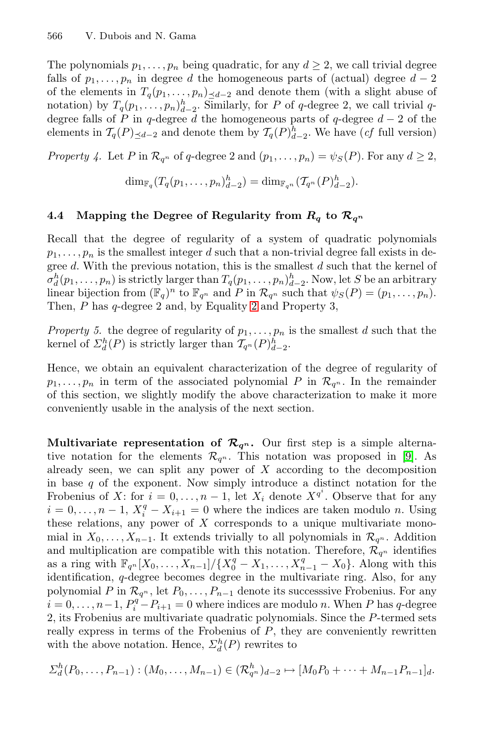The polynomials $p_1, \ldots, p_n$ being quadratic, for any $d \geq 2$, we call trivial degree falls of $p_1, \ldots, p_n$ in degree $d$ the homogeneous parts of (actual) degree $d-2$ of the elements in $T_q(p_1, \ldots, p_n)_{\preceq d-2}$ and denote them (with a slight abuse of notation) by $T_q(p_1, \ldots, p_n)^h_{d-2}$. Similarly, for $P$ of $q$-degree 2, we call trivial $q$-degree falls of $P$ in $q$-degree $d$ the homogeneous parts of $q$-degree $d-2$ of the elements in $\mathcal{T}_q(P)_{\preceq d-2}$ and denote them by $\mathcal{T}_q(P)^h_{d-2}$. We have (*cf* full version)

*Property 4.* Let $P$ in $\mathcal{R}_{q^n}$ of $q$-degree 2 and $(p_1, \ldots, p_n) = \psi_S(P)$. For any $d \geq 2$,

$$\dim_{\mathbb{F}_q}(T_q(p_1, \ldots, p_n)^h_{d-2}) = \dim_{\mathbb{F}_{q^n}}(\mathcal{T}_{q^n}(P)^h_{d-2}).$$

### 4.4 Mapping the Degree of Regularity from $R_q$ to $\mathcal{R}_{q^n}$

Recall that the degree of regularity of a system of quadratic polynomials $p_1, \ldots, p_n$ is the smallest integer $d$ such that a non-trivial degree fall exists in degree $d$. With the previous notation, this is the smallest $d$ such that the kernel of $\sigma^h_d(p_1, \ldots, p_n)$ is strictly larger than $T_q(p_1, \ldots, p_n)^h_{d-2}$. Now, let $S$ be an arbitrary linear bijection from $(\mathbb{F}_q)^n$ to $\mathbb{F}_{q^n}$ and $P$ in $\mathcal{R}_{q^n}$ such that $\psi_S(P) = (p_1, \ldots, p_n)$. Then, $P$ has $q$-degree 2 and, by Equality 2 and Property 3,

*Property 5.* the degree of regularity of $p_1, \ldots, p_n$ is the smallest $d$ such that the kernel of $\Sigma^h_d(P)$ is strictly larger than $\mathcal{T}_{q^n}(P)^h_{d-2}$.

Hence, we obtain an equivalent characterization of the degree of regularity of $p_1, \ldots, p_n$ in term of the associated polynomial $P$ in $\mathcal{R}_{q^n}$. In the remainder of this section, we slightly modify the above characterization to make it more conveniently usable in the analysis of the next section.

**Multivariate representation of $\mathcal{R}_{q^n}$.** Our first step is a simple alternative notation for the elements $\mathcal{R}_{q^n}$. This notation was proposed in [9]. As already seen, we can split any power of $X$ according to the decomposition in base $q$ of the exponent. Now simply introduce a distinct notation for the Frobenius of $X$: for $i = 0, \ldots, n-1$, let $X_i$ denote $X^{q^i}$. Observe that for any $i = 0, \ldots, n-1$, $X_i^q - X_{i+1} = 0$ where the indices are taken modulo $n$. Using these relations, any power of $X$ corresponds to a unique multivariate monomial in $X_0, \ldots, X_{n-1}$. It extends trivially to all polynomials in $\mathcal{R}_{q^n}$. Addition and multiplication are compatible with this notation. Therefore, $\mathcal{R}_{q^n}$ identifies as a ring with $\mathbb{F}_{q^n}[X_0, \ldots, X_{n-1}]/\{X_0^q - X_1, \ldots, X_{n-1}^q - X_0\}$. Along with this identification, $q$-degree becomes degree in the multivariate ring. Also, for any polynomial $P$ in $\mathcal{R}_{q^n}$, let $P_0, \ldots, P_{n-1}$ denote its successsive Frobenius. For any $i = 0, \ldots, n-1$, $P_i^q - P_{i+1} = 0$ where indices are modulo $n$. When $P$ has $q$-degree 2, its Frobenius are multivariate quadratic polynomials. Since the $P$-termed sets really express in terms of the Frobenius of $P$, they are conveniently rewritten with the above notation. Hence, $\Sigma^h_d(P)$ rewrites to

$$\Sigma^h_d(P_0, \ldots, P_{n-1}) : (M_0, \ldots, M_{n-1}) \in (\mathcal{R}^h_{q^n})_{d-2} \mapsto [M_0 P_0 + \cdots + M_{n-1} P_{n-1}]_d.$$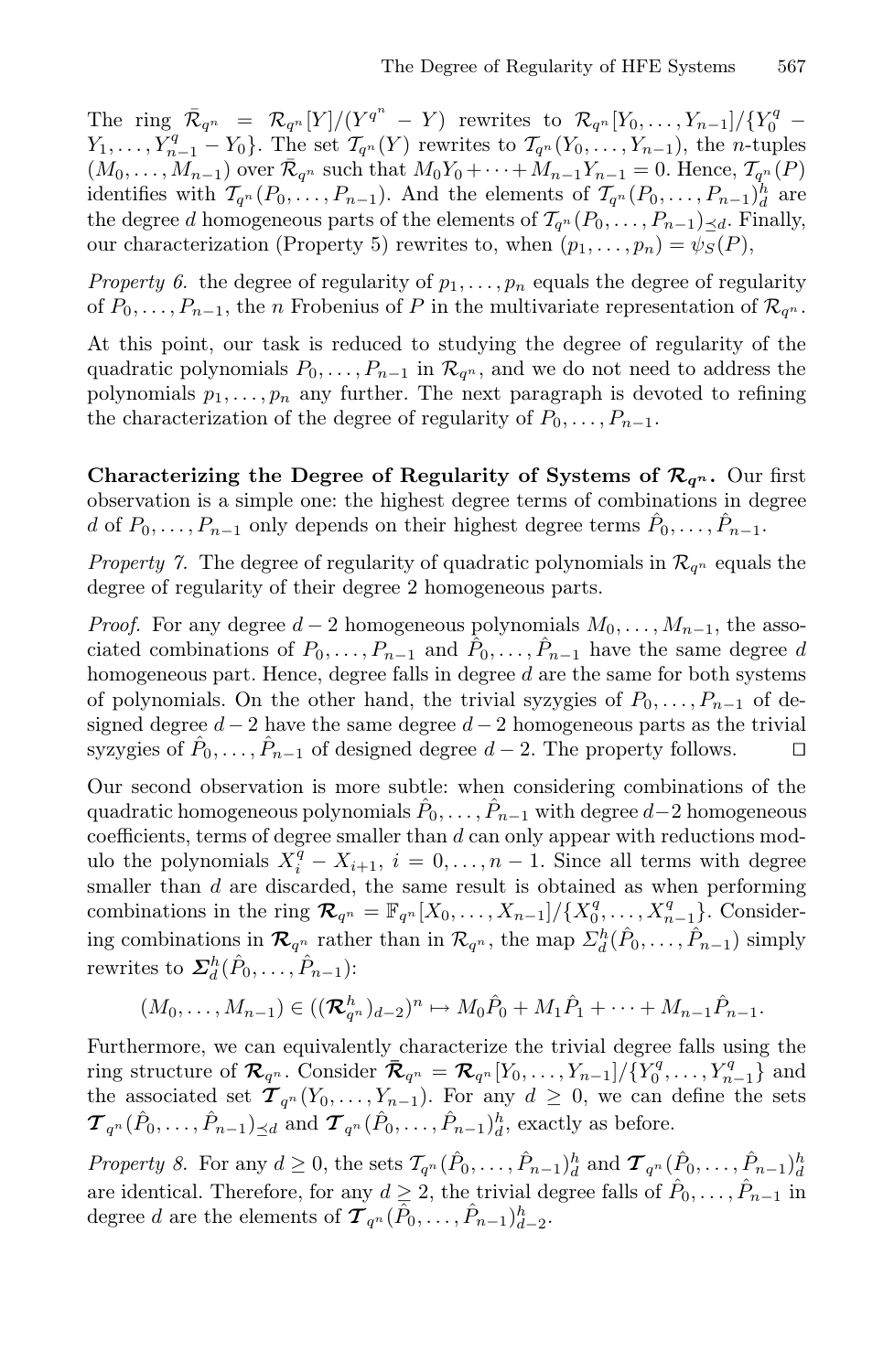The ring $\bar{\mathcal{R}}_{q^n} = \mathcal{R}_{q^n}[Y]/(Y^{q^n} - Y)$ rewrites to $\mathcal{R}_{q^n}[Y_0, \ldots, Y_{n-1}]/\{Y_0^q - Y_1, \ldots, Y_{n-1}^q - Y_0\}$. The set $\mathcal{T}_{q^n}(Y)$ rewrites to $\mathcal{T}_{q^n}(Y_0, \ldots, Y_{n-1})$, the $n$-tuples $(M_0, \ldots, M_{n-1})$ over $\bar{\mathcal{R}}_{q^n}$ such that $M_0 Y_0 + \cdots + M_{n-1} Y_{n-1} = 0$. Hence, $\mathcal{T}_{q^n}(P)$ identifies with $\mathcal{T}_{q^n}(P_0, \ldots, P_{n-1})$. And the elements of $\mathcal{T}_{q^n}(P_0, \ldots, P_{n-1})_d^h$ are the degree $d$ homogeneous parts of the elements of $\mathcal{T}_{q^n}(P_0, \ldots, P_{n-1})_{\preceq d}$. Finally, our characterization (Property 5) rewrites to, when $(p_1, \ldots, p_n) = \psi_S(P)$,

*Property 6.* the degree of regularity of $p_1, \ldots, p_n$ equals the degree of regularity of $P_0, \ldots, P_{n-1}$, the $n$ Frobenius of $P$ in the multivariate representation of $\mathcal{R}_{q^n}$.

At this point, our task is reduced to studying the degree of regularity of the quadratic polynomials $P_0, \ldots, P_{n-1}$ in $\mathcal{R}_{q^n}$, and we do not need to address the polynomials $p_1, \ldots, p_n$ any further. The next paragraph is devoted to refining the characterization of the degree of regularity of $P_0, \ldots, P_{n-1}$.

**Characterizing the Degree of Regularity of Systems of $\boldsymbol{\mathcal{R}}_{q^n}$.** Our first observation is a simple one: the highest degree terms of combinations in degree $d$ of $P_0, \ldots, P_{n-1}$ only depends on their highest degree terms $\hat{P}_0, \ldots, \hat{P}_{n-1}$.

*Property 7.* The degree of regularity of quadratic polynomials in $\mathcal{R}_{q^n}$ equals the degree of regularity of their degree 2 homogeneous parts.

*Proof.* For any degree $d-2$ homogeneous polynomials $M_0, \ldots, M_{n-1}$, the associated combinations of $P_0, \ldots, P_{n-1}$ and $\hat{P}_0, \ldots, \hat{P}_{n-1}$ have the same degree $d$ homogeneous part. Hence, degree falls in degree $d$ are the same for both systems of polynomials. On the other hand, the trivial syzygies of $P_0, \ldots, P_{n-1}$ of designed degree $d-2$ have the same degree $d-2$ homogeneous parts as the trivial syzygies of $\hat{P}_0, \ldots, \hat{P}_{n-1}$ of designed degree $d-2$. The property follows. ◻

Our second observation is more subtle: when considering combinations of the quadratic homogeneous polynomials $\hat{P}_0, \ldots, \hat{P}_{n-1}$ with degree $d-2$ homogeneous coefficients, terms of degree smaller than $d$ can only appear with reductions modulo the polynomials $X_i^q - X_{i+1}$, $i = 0, \ldots, n-1$. Since all terms with degree smaller than $d$ are discarded, the same result is obtained as when performing combinations in the ring $\boldsymbol{\mathcal{R}}_{q^n} = \mathbb{F}_{q^n}[X_0, \ldots, X_{n-1}]/\{X_0^q, \ldots, X_{n-1}^q\}$. Considering combinations in $\boldsymbol{\mathcal{R}}_{q^n}$ rather than in $\mathcal{R}_{q^n}$, the map $\Sigma_d^h(\hat{P}_0, \ldots, \hat{P}_{n-1})$ simply rewrites to $\boldsymbol{\Sigma}_d^h(\hat{P}_0, \ldots, \hat{P}_{n-1})$:

$$(M_0, \ldots, M_{n-1}) \in ((\boldsymbol{\mathcal{R}}_{q^n}^h)_{d-2})^n \mapsto M_0 \hat{P}_0 + M_1 \hat{P}_1 + \cdots + M_{n-1} \hat{P}_{n-1}.$$

Furthermore, we can equivalently characterize the trivial degree falls using the ring structure of $\boldsymbol{\mathcal{R}}_{q^n}$. Consider $\bar{\boldsymbol{\mathcal{R}}}_{q^n} = \boldsymbol{\mathcal{R}}_{q^n}[Y_0, \ldots, Y_{n-1}]/\{Y_0^q, \ldots, Y_{n-1}^q\}$ and the associated set $\boldsymbol{\mathcal{T}}_{q^n}(Y_0, \ldots, Y_{n-1})$. For any $d \geq 0$, we can define the sets $\boldsymbol{\mathcal{T}}_{q^n}(\hat{P}_0, \ldots, \hat{P}_{n-1})_{\preceq d}$ and $\boldsymbol{\mathcal{T}}_{q^n}(\hat{P}_0, \ldots, \hat{P}_{n-1})_d^h$, exactly as before.

*Property 8.* For any $d \geq 0$, the sets $\mathcal{T}_{q^n}(\hat{P}_0, \ldots, \hat{P}_{n-1})_d^h$ and $\boldsymbol{\mathcal{T}}_{q^n}(\hat{P}_0, \ldots, \hat{P}_{n-1})_d^h$ are identical. Therefore, for any $d \geq 2$, the trivial degree falls of $\hat{P}_0, \ldots, \hat{P}_{n-1}$ in degree $d$ are the elements of $\boldsymbol{\mathcal{T}}_{q^n}(\hat{P}_0, \ldots, \hat{P}_{n-1})_{d-2}^h$.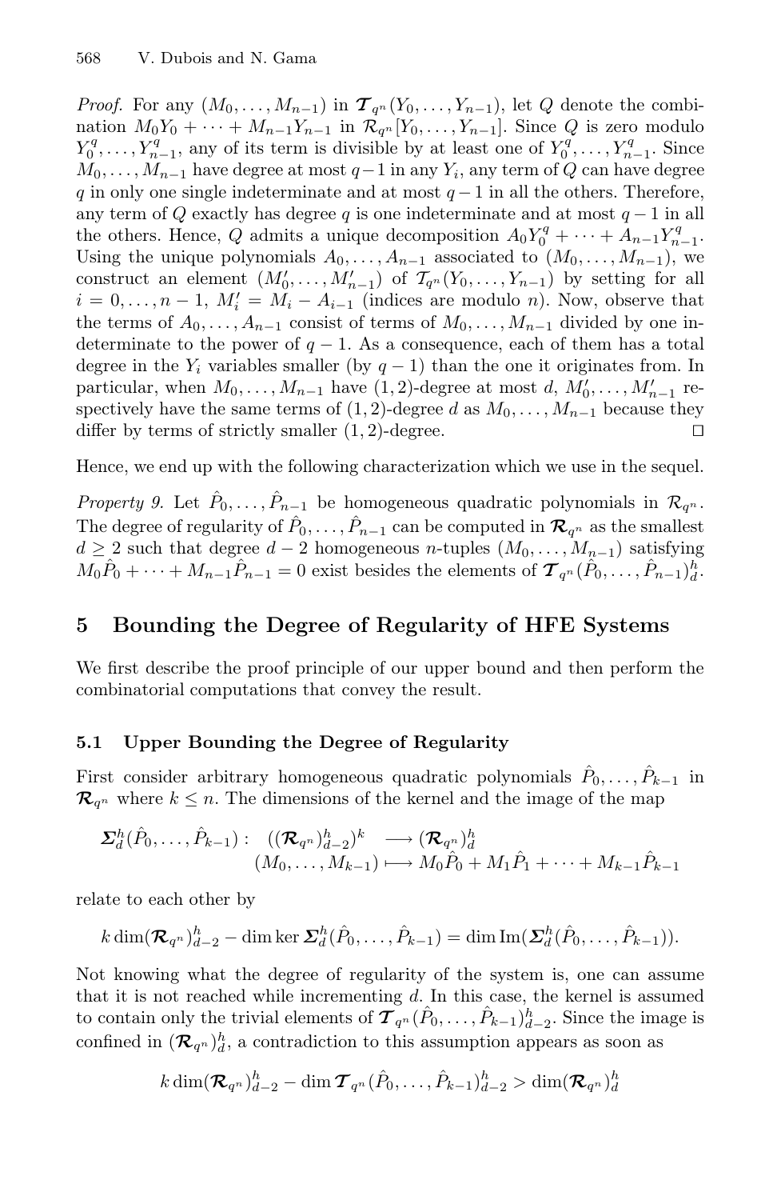*Proof.* For any $(M_0, \ldots, M_{n-1})$ in $\boldsymbol{\mathcal{T}}_{q^n}(Y_0, \ldots, Y_{n-1})$, let $Q$ denote the combination $M_0 Y_0 + \cdots + M_{n-1} Y_{n-1}$ in $\mathcal{R}_{q^n}[Y_0, \ldots, Y_{n-1}]$. Since $Q$ is zero modulo $Y_0^q, \ldots, Y_{n-1}^q$, any of its term is divisible by at least one of $Y_0^q, \ldots, Y_{n-1}^q$. Since $M_0, \ldots, M_{n-1}$ have degree at most $q-1$ in any $Y_i$, any term of $Q$ can have degree $q$ in only one single indeterminate and at most $q-1$ in all the others. Therefore, any term of $Q$ exactly has degree $q$ is one indeterminate and at most $q-1$ in all the others. Hence, $Q$ admits a unique decomposition $A_0 Y_0^q + \cdots + A_{n-1} Y_{n-1}^q$. Using the unique polynomials $A_0, \ldots, A_{n-1}$ associated to $(M_0, \ldots, M_{n-1})$, we construct an element $(M_0', \ldots, M_{n-1}')$ of $\mathcal{T}_{q^n}(Y_0, \ldots, Y_{n-1})$ by setting for all $i = 0, \ldots, n-1$, $M_i' = M_i - A_{i-1}$ (indices are modulo $n$). Now, observe that the terms of $A_0, \ldots, A_{n-1}$ consist of terms of $M_0, \ldots, M_{n-1}$ divided by one indeterminate to the power of $q-1$. As a consequence, each of them has a total degree in the $Y_i$ variables smaller (by $q-1$) than the one it originates from. In particular, when $M_0, \ldots, M_{n-1}$ have $(1,2)$-degree at most $d$, $M_0', \ldots, M_{n-1}'$ respectively have the same terms of $(1,2)$-degree $d$ as $M_0, \ldots, M_{n-1}$ because they differ by terms of strictly smaller $(1,2)$-degree. $\square$

Hence, we end up with the following characterization which we use in the sequel.

*Property 9.* Let $\hat{P}_0, \ldots, \hat{P}_{n-1}$ be homogeneous quadratic polynomials in $\mathcal{R}_{q^n}$. The degree of regularity of $\hat{P}_0, \ldots, \hat{P}_{n-1}$ can be computed in $\boldsymbol{\mathcal{R}}_{q^n}$ as the smallest $d \geq 2$ such that degree $d-2$ homogeneous $n$-tuples $(M_0, \ldots, M_{n-1})$ satisfying $M_0 \hat{P}_0 + \cdots + M_{n-1} \hat{P}_{n-1} = 0$ exist besides the elements of $\boldsymbol{\mathcal{T}}_{q^n}(\hat{P}_0, \ldots, \hat{P}_{n-1})_d^h$.

## 5 Bounding the Degree of Regularity of HFE Systems

We first describe the proof principle of our upper bound and then perform the combinatorial computations that convey the result.

### 5.1 Upper Bounding the Degree of Regularity

First consider arbitrary homogeneous quadratic polynomials $\hat{P}_0, \ldots, \hat{P}_{k-1}$ in $\boldsymbol{\mathcal{R}}_{q^n}$ where $k \leq n$. The dimensions of the kernel and the image of the map

$$\begin{aligned} \boldsymbol{\Sigma}_d^h(\hat{P}_0, \ldots, \hat{P}_{k-1}) : \quad ((\boldsymbol{\mathcal{R}}_{q^n})_{d-2}^h)^k &\longrightarrow (\boldsymbol{\mathcal{R}}_{q^n})_d^h \\ (M_0, \ldots, M_{k-1}) &\longmapsto M_0 \hat{P}_0 + M_1 \hat{P}_1 + \cdots + M_{k-1} \hat{P}_{k-1} \end{aligned}$$

relate to each other by

$$k \dim(\boldsymbol{\mathcal{R}}_{q^n})_{d-2}^h - \dim \ker \boldsymbol{\Sigma}_d^h(\hat{P}_0, \ldots, \hat{P}_{k-1}) = \dim \mathrm{Im}(\boldsymbol{\Sigma}_d^h(\hat{P}_0, \ldots, \hat{P}_{k-1})).$$

Not knowing what the degree of regularity of the system is, one can assume that it is not reached while incrementing $d$. In this case, the kernel is assumed to contain only the trivial elements of $\boldsymbol{\mathcal{T}}_{q^n}(\hat{P}_0, \ldots, \hat{P}_{k-1})_{d-2}^h$. Since the image is confined in $(\boldsymbol{\mathcal{R}}_{q^n})_d^h$, a contradiction to this assumption appears as soon as

$$k \dim(\boldsymbol{\mathcal{R}}_{q^n})_{d-2}^h - \dim \boldsymbol{\mathcal{T}}_{q^n}(\hat{P}_0, \ldots, \hat{P}_{k-1})_{d-2}^h > \dim(\boldsymbol{\mathcal{R}}_{q^n})_d^h$$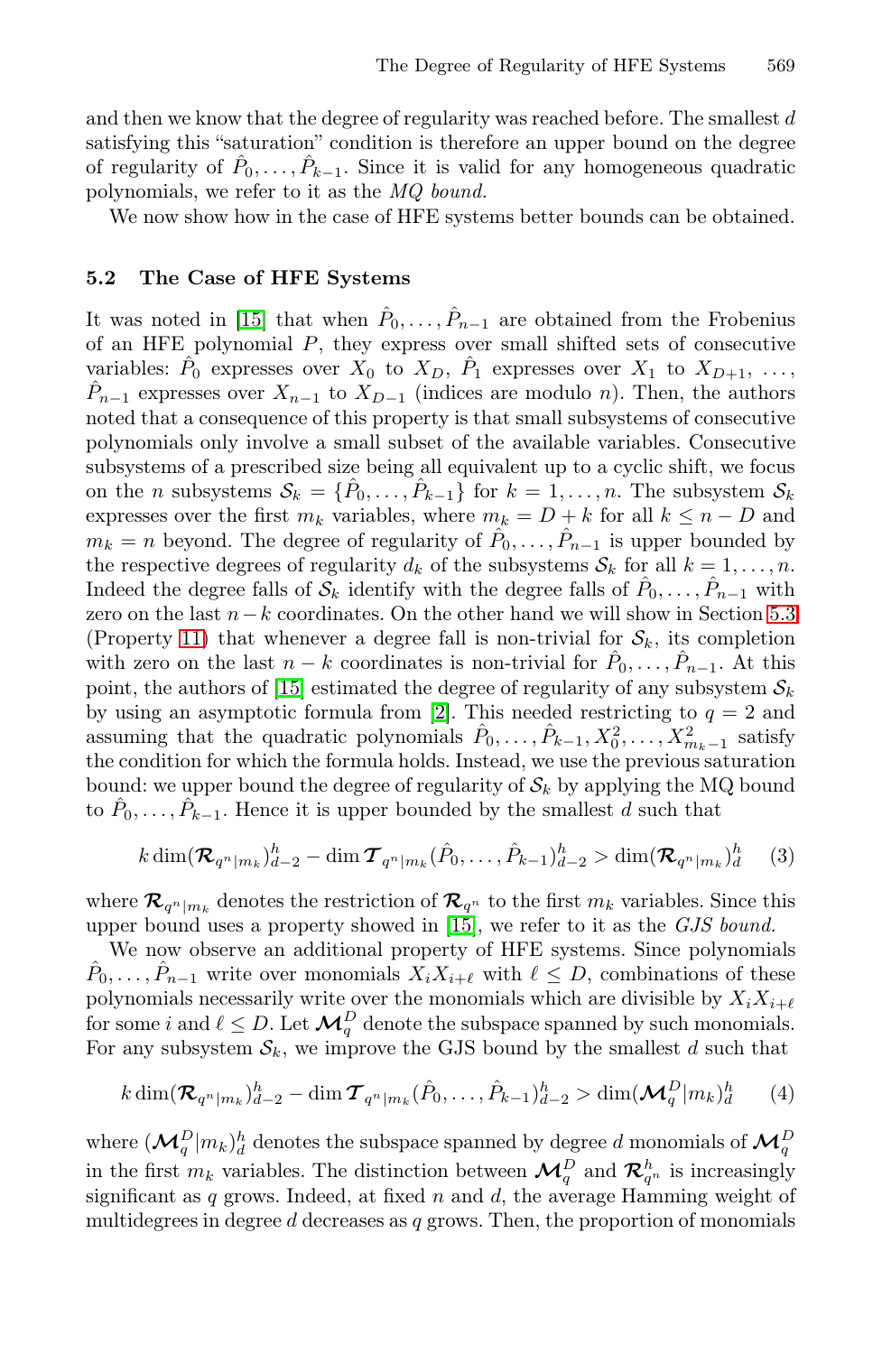and then we know that the degree of regularity was reached before. The smallest $d$ satisfying this “saturation” condition is therefore an upper bound on the degree of regularity of $\hat{P}_0, \ldots, \hat{P}_{k-1}$. Since it is valid for any homogeneous quadratic polynomials, we refer to it as the *MQ bound*.

We now show how in the case of HFE systems better bounds can be obtained.

### 5.2 The Case of HFE Systems

It was noted in [15] that when $\hat{P}_0, \ldots, \hat{P}_{n-1}$ are obtained from the Frobenius of an HFE polynomial $P$, they express over small shifted sets of consecutive variables: $\hat{P}_0$ expresses over $X_0$ to $X_D$, $\hat{P}_1$ expresses over $X_1$ to $X_{D+1}$, ..., $\hat{P}_{n-1}$ expresses over $X_{n-1}$ to $X_{D-1}$ (indices are modulo $n$). Then, the authors noted that a consequence of this property is that small subsystems of consecutive polynomials only involve a small subset of the available variables. Consecutive subsystems of a prescribed size being all equivalent up to a cyclic shift, we focus on the $n$ subsystems $\mathcal{S}_k = \{\hat{P}_0, \ldots, \hat{P}_{k-1}\}$ for $k = 1, \ldots, n$. The subsystem $\mathcal{S}_k$ expresses over the first $m_k$ variables, where $m_k = D + k$ for all $k \leq n - D$ and $m_k = n$ beyond. The degree of regularity of $\hat{P}_0, \ldots, \hat{P}_{n-1}$ is upper bounded by the respective degrees of regularity $d_k$ of the subsystems $\mathcal{S}_k$ for all $k = 1, \ldots, n$. Indeed the degree falls of $\mathcal{S}_k$ identify with the degree falls of $\hat{P}_0, \ldots, \hat{P}_{n-1}$ with zero on the last $n-k$ coordinates. On the other hand we will show in Section 5.3 (Property 11) that whenever a degree fall is non-trivial for $\mathcal{S}_k$, its completion with zero on the last $n - k$ coordinates is non-trivial for $\hat{P}_0, \ldots, \hat{P}_{n-1}$. At this point, the authors of [15] estimated the degree of regularity of any subsystem $\mathcal{S}_k$ by using an asymptotic formula from [2]. This needed restricting to $q = 2$ and assuming that the quadratic polynomials $\hat{P}_0, \ldots, \hat{P}_{k-1}, X_0^2, \ldots, X_{m_k-1}^2$ satisfy the condition for which the formula holds. Instead, we use the previous saturation bound: we upper bound the degree of regularity of $\mathcal{S}_k$ by applying the MQ bound to $\hat{P}_0, \ldots, \hat{P}_{k-1}$. Hence it is upper bounded by the smallest $d$ such that

$$k \dim(\boldsymbol{\mathcal{R}}_{q^n|m_k})^h_{d-2} - \dim \boldsymbol{\mathcal{T}}_{q^n|m_k}(\hat{P}_0, \ldots, \hat{P}_{k-1})^h_{d-2} > \dim(\boldsymbol{\mathcal{R}}_{q^n|m_k})^h_d \quad (3)$$

where $\boldsymbol{\mathcal{R}}_{q^n|m_k}$ denotes the restriction of $\boldsymbol{\mathcal{R}}_{q^n}$ to the first $m_k$ variables. Since this upper bound uses a property showed in [15], we refer to it as the *GJS bound*.

We now observe an additional property of HFE systems. Since polynomials $\hat{P}_0, \ldots, \hat{P}_{n-1}$ write over monomials $X_i X_{i+\ell}$ with $\ell \leq D$, combinations of these polynomials necessarily write over the monomials which are divisible by $X_i X_{i+\ell}$ for some $i$ and $\ell \leq D$. Let $\boldsymbol{\mathcal{M}}_q^D$ denote the subspace spanned by such monomials. For any subsystem $\mathcal{S}_k$, we improve the GJS bound by the smallest $d$ such that

$$k \dim(\boldsymbol{\mathcal{R}}_{q^n|m_k})^h_{d-2} - \dim \boldsymbol{\mathcal{T}}_{q^n|m_k}(\hat{P}_0, \ldots, \hat{P}_{k-1})^h_{d-2} > \dim(\boldsymbol{\mathcal{M}}_q^D|m_k)^h_d \quad (4)$$

where $(\boldsymbol{\mathcal{M}}_q^D|m_k)^h_d$ denotes the subspace spanned by degree $d$ monomials of $\boldsymbol{\mathcal{M}}_q^D$ in the first $m_k$ variables. The distinction between $\boldsymbol{\mathcal{M}}_q^D$ and $\boldsymbol{\mathcal{R}}_{q^n}^h$ is increasingly significant as $q$ grows. Indeed, at fixed $n$ and $d$, the average Hamming weight of multidegrees in degree $d$ decreases as $q$ grows. Then, the proportion of monomials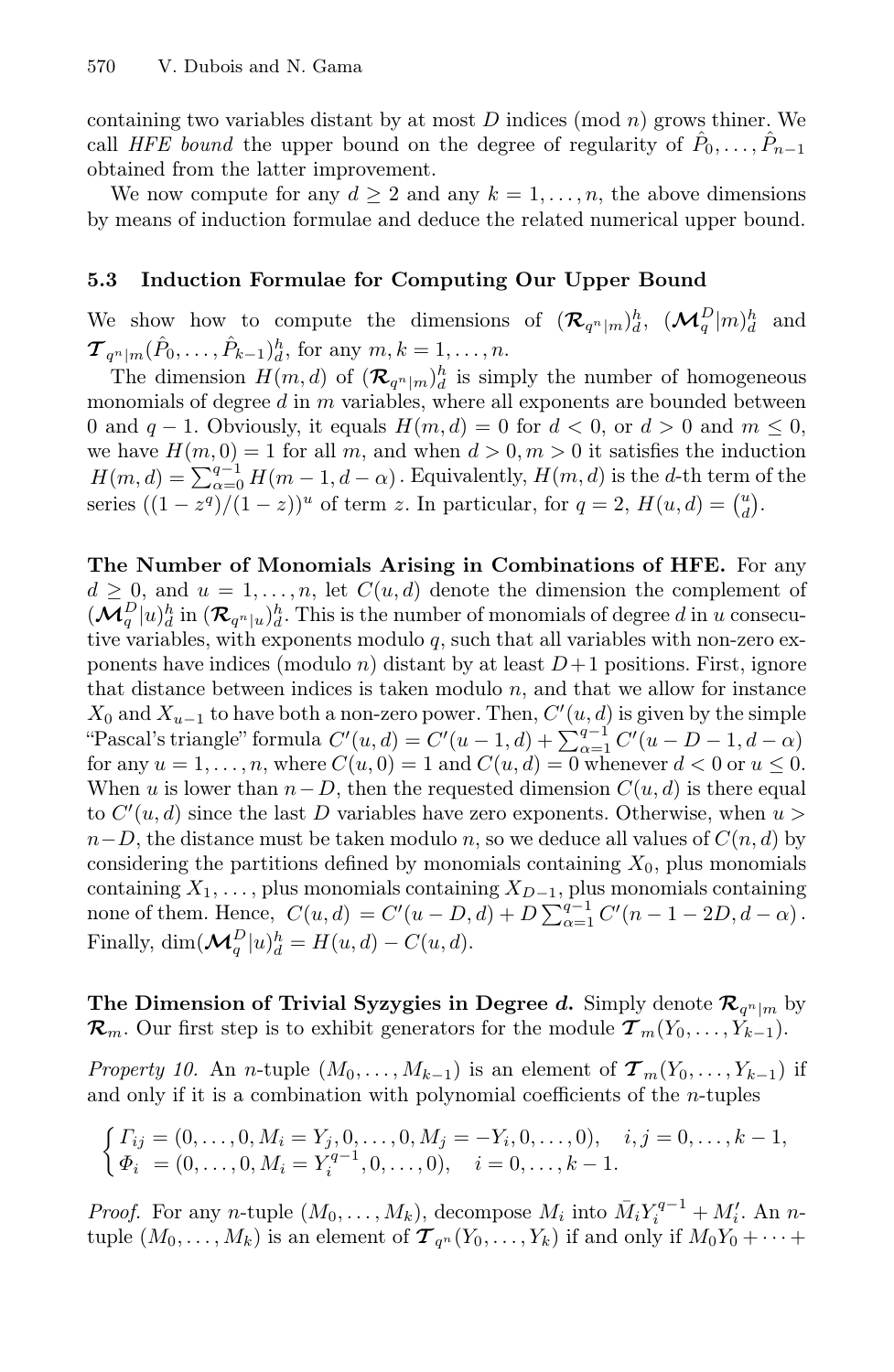containing two variables distant by at most $D$ indices (mod $n$) grows thiner. We call *HFE bound* the upper bound on the degree of regularity of $\hat{P}_0, \ldots, \hat{P}_{n-1}$ obtained from the latter improvement.

We now compute for any $d \geq 2$ and any $k = 1, \ldots, n$, the above dimensions by means of induction formulae and deduce the related numerical upper bound.

### 5.3 Induction Formulae for Computing Our Upper Bound

We show how to compute the dimensions of $(\boldsymbol{\mathcal{R}}_{q^n|m})^h_d$, $(\boldsymbol{\mathcal{M}}^D_q|m)^h_d$ and $\boldsymbol{\mathcal{T}}_{q^n|m}(\hat{P}_0, \ldots, \hat{P}_{k-1})^h_d$, for any $m, k = 1, \ldots, n$.

The dimension $H(m, d)$ of $(\boldsymbol{\mathcal{R}}_{q^n|m})^h_d$ is simply the number of homogeneous monomials of degree $d$ in $m$ variables, where all exponents are bounded between 0 and $q-1$. Obviously, it equals $H(m, d) = 0$ for $d < 0$, or $d > 0$ and $m \leq 0$, we have $H(m, 0) = 1$ for all $m$, and when $d > 0, m > 0$ it satisfies the induction $H(m, d) = \sum_{\alpha=0}^{q-1} H(m-1, d-\alpha)$. Equivalently, $H(m, d)$ is the $d$-th term of the series $((1-z^q)/(1-z))^u$ of term $z$. In particular, for $q = 2$, $H(u, d) = \binom{u}{d}$.

**The Number of Monomials Arising in Combinations of HFE.** For any $d \geq 0$, and $u = 1, \ldots, n$, let $C(u, d)$ denote the dimension the complement of $(\boldsymbol{\mathcal{M}}^D_q|u)^h_d$ in $(\boldsymbol{\mathcal{R}}_{q^n|u})^h_d$. This is the number of monomials of degree $d$ in $u$ consecutive variables, with exponents modulo $q$, such that all variables with non-zero exponents have indices (modulo $n$) distant by at least $D+1$ positions. First, ignore that distance between indices is taken modulo $n$, and that we allow for instance $X_0$ and $X_{u-1}$ to have both a non-zero power. Then, $C'(u, d)$ is given by the simple "Pascal's triangle" formula $C'(u, d) = C'(u-1, d) + \sum_{\alpha=1}^{q-1} C'(u-D-1, d-\alpha)$ for any $u = 1, \ldots, n$, where $C(u, 0) = 1$ and $C(u, d) = 0$ whenever $d < 0$ or $u \leq 0$. When $u$ is lower than $n-D$, then the requested dimension $C(u, d)$ is there equal to $C'(u, d)$ since the last $D$ variables have zero exponents. Otherwise, when $u > n-D$, the distance must be taken modulo $n$, so we deduce all values of $C(n, d)$ by considering the partitions defined by monomials containing $X_0$, plus monomials containing $X_1, \ldots$, plus monomials containing $X_{D-1}$, plus monomials containing none of them. Hence, $C(u, d) = C'(u-D, d) + D \sum_{\alpha=1}^{q-1} C'(n-1-2D, d-\alpha)$. Finally, $\dim(\boldsymbol{\mathcal{M}}^D_q|u)^h_d = H(u, d) - C(u, d)$.

**The Dimension of Trivial Syzygies in Degree $d$.** Simply denote $\boldsymbol{\mathcal{R}}_{q^n|m}$ by $\boldsymbol{\mathcal{R}}_m$. Our first step is to exhibit generators for the module $\boldsymbol{\mathcal{T}}_m(Y_0, \ldots, Y_{k-1})$.

*Property 10.* An $n$-tuple $(M_0, \ldots, M_{k-1})$ is an element of $\boldsymbol{\mathcal{T}}_m(Y_0, \ldots, Y_{k-1})$ if and only if it is a combination with polynomial coefficients of the $n$-tuples

$$\begin{cases} \Gamma_{ij} = (0, \ldots, 0, M_i = Y_j, 0, \ldots, 0, M_j = -Y_i, 0, \ldots, 0), \quad i, j = 0, \ldots, k-1, \\ \Phi_i \;= (0, \ldots, 0, M_i = Y_i^{q-1}, 0, \ldots, 0), \quad i = 0, \ldots, k-1. \end{cases}$$

*Proof.* For any $n$-tuple $(M_0, \ldots, M_k)$, decompose $M_i$ into $\bar{M}_i Y_i^{q-1} + M'_i$. An $n$-tuple $(M_0, \ldots, M_k)$ is an element of $\boldsymbol{\mathcal{T}}_{q^n}(Y_0, \ldots, Y_k)$ if and only if $M_0 Y_0 + \cdots +$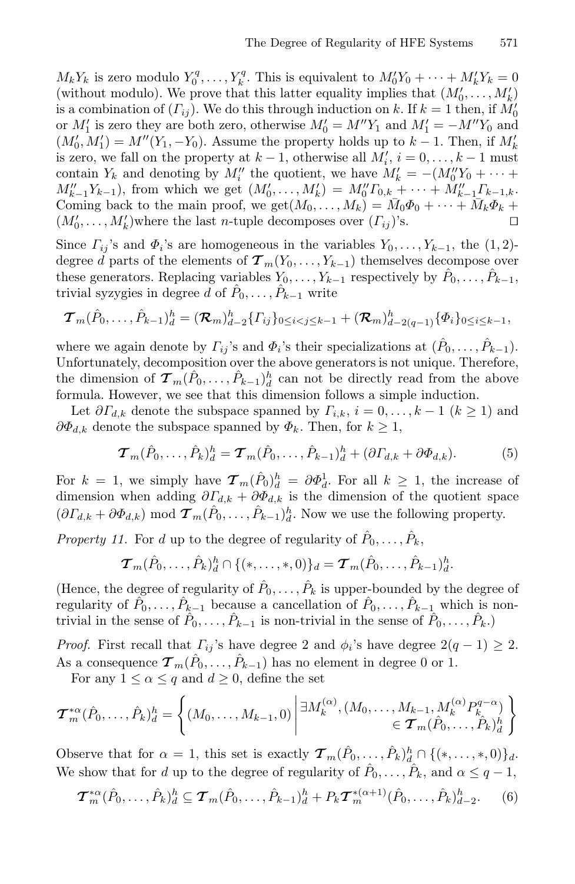$M_kY_k$ is zero modulo $Y_0^q,\ldots,Y_k^q$. This is equivalent to $M_0'Y_0+\cdots+M_k'Y_k=0$ (without modulo). We prove that this latter equality implies that $(M_0',\ldots,M_k')$ is a combination of $(\Gamma_{ij})$. We do this through induction on $k$. If $k=1$ then, if $M_0'$ or $M_1'$ is zero they are both zero, otherwise $M_0'=M''Y_1$ and $M_1'=-M''Y_0$ and $(M_0',M_1')=M''(Y_1,-Y_0)$. Assume the property holds up to $k-1$. Then, if $M_k'$ is zero, we fall on the property at $k-1$, otherwise all $M_i'$, $i=0,\ldots,k-1$ must contain $Y_k$ and denoting by $M_i''$ the quotient, we have $M_k'=-(M_0''Y_0+\cdots+M_{k-1}''Y_{k-1})$, from which we get $(M_0',\ldots,M_k')=M_0''\Gamma_{0,k}+\cdots+M_{k-1}''\Gamma_{k-1,k}$. Coming back to the main proof, we get$(M_0,\ldots,M_k)=\bar{M}_0\Phi_0+\cdots+\bar{M}_k\Phi_k+(M_0',\ldots,M_k')$where the last $n$-tuple decomposes over $(\Gamma_{ij})$'s. □

Since $\Gamma_{ij}$'s and $\Phi_i$'s are homogeneous in the variables $Y_0,\ldots,Y_{k-1}$, the $(1,2)$-degree $d$ parts of the elements of $\boldsymbol{\mathcal{T}}_m(Y_0,\ldots,Y_{k-1})$ themselves decompose over these generators. Replacing variables $Y_0,\ldots,Y_{k-1}$ respectively by $\hat{P}_0,\ldots,\hat{P}_{k-1}$, trivial syzygies in degree $d$ of $\hat{P}_0,\ldots,\hat{P}_{k-1}$ write

$$\boldsymbol{\mathcal{T}}_m(\hat{P}_0,\ldots,\hat{P}_{k-1})_d^h=(\boldsymbol{\mathcal{R}}_m)_{d-2}^h\{\Gamma_{ij}\}_{0\le i<j\le k-1}+(\boldsymbol{\mathcal{R}}_m)_{d-2(q-1)}^h\{\Phi_i\}_{0\le i\le k-1},$$

where we again denote by $\Gamma_{ij}$'s and $\Phi_i$'s their specializations at $(\hat{P}_0,\ldots,\hat{P}_{k-1})$. Unfortunately, decomposition over the above generators is not unique. Therefore, the dimension of $\boldsymbol{\mathcal{T}}_m(\hat{P}_0,\ldots,\hat{P}_{k-1})_d^h$ can not be directly read from the above formula. However, we see that this dimension follows a simple induction.

Let $\partial\Gamma_{d,k}$ denote the subspace spanned by $\Gamma_{i,k}$, $i=0,\ldots,k-1$ $(k\ge1)$ and $\partial\Phi_{d,k}$ denote the subspace spanned by $\Phi_k$. Then, for $k\ge1$,

$$\boldsymbol{\mathcal{T}}_m(\hat{P}_0,\ldots,\hat{P}_k)_d^h=\boldsymbol{\mathcal{T}}_m(\hat{P}_0,\ldots,\hat{P}_{k-1})_d^h+(\partial\Gamma_{d,k}+\partial\Phi_{d,k}). \tag{5}$$

For $k=1$, we simply have $\boldsymbol{\mathcal{T}}_m(\hat{P}_0)_d^h=\partial\Phi_d^1$. For all $k\ge1$, the increase of dimension when adding $\partial\Gamma_{d,k}+\partial\Phi_{d,k}$ is the dimension of the quotient space $(\partial\Gamma_{d,k}+\partial\Phi_{d,k})\bmod \boldsymbol{\mathcal{T}}_m(\hat{P}_0,\ldots,\hat{P}_{k-1})_d^h$. Now we use the following property.

*Property 11.* For $d$ up to the degree of regularity of $\hat{P}_0,\ldots,\hat{P}_k$,

$$\boldsymbol{\mathcal{T}}_m(\hat{P}_0,\ldots,\hat{P}_k)_d^h\cap\{(*,\ldots,*,0)\}_d=\boldsymbol{\mathcal{T}}_m(\hat{P}_0,\ldots,\hat{P}_{k-1})_d^h.$$

(Hence, the degree of regularity of $\hat{P}_0,\ldots,\hat{P}_k$ is upper-bounded by the degree of regularity of $\hat{P}_0,\ldots,\hat{P}_{k-1}$ because a cancellation of $\hat{P}_0,\ldots,\hat{P}_{k-1}$ which is non-trivial in the sense of $\hat{P}_0,\ldots,\hat{P}_{k-1}$ is non-trivial in the sense of $\hat{P}_0,\ldots,\hat{P}_k$.)

*Proof.* First recall that $\Gamma_{ij}$'s have degree 2 and $\phi_i$'s have degree $2(q-1)\ge2$. As a consequence $\boldsymbol{\mathcal{T}}_m(\hat{P}_0,\ldots,\hat{P}_{k-1})$ has no element in degree 0 or 1.

For any $1\le\alpha\le q$ and $d\ge0$, define the set

$$\boldsymbol{\mathcal{T}}_m^{*\alpha}(\hat{P}_0,\ldots,\hat{P}_k)_d^h=\left\{(M_0,\ldots,M_{k-1},0)\;\middle|\;\begin{array}{r}\exists M_k^{(\alpha)},(M_0,\ldots,M_{k-1},M_k^{(\alpha)}P_k^{q-\alpha})\\ \in\boldsymbol{\mathcal{T}}_m(\hat{P}_0,\ldots,\hat{P}_k)_d^h\end{array}\right\}$$

Observe that for $\alpha=1$, this set is exactly $\boldsymbol{\mathcal{T}}_m(\hat{P}_0,\ldots,\hat{P}_k)_d^h\cap\{(*,\ldots,*,0)\}_d$. We show that for $d$ up to the degree of regularity of $\hat{P}_0,\ldots,\hat{P}_k$, and $\alpha\le q-1$,

$$\boldsymbol{\mathcal{T}}_m^{*\alpha}(\hat{P}_0,\ldots,\hat{P}_k)_d^h\subseteq\boldsymbol{\mathcal{T}}_m(\hat{P}_0,\ldots,\hat{P}_{k-1})_d^h+P_k\boldsymbol{\mathcal{T}}_m^{*(\alpha+1)}(\hat{P}_0,\ldots,\hat{P}_k)_{d-2}^h. \tag{6}$$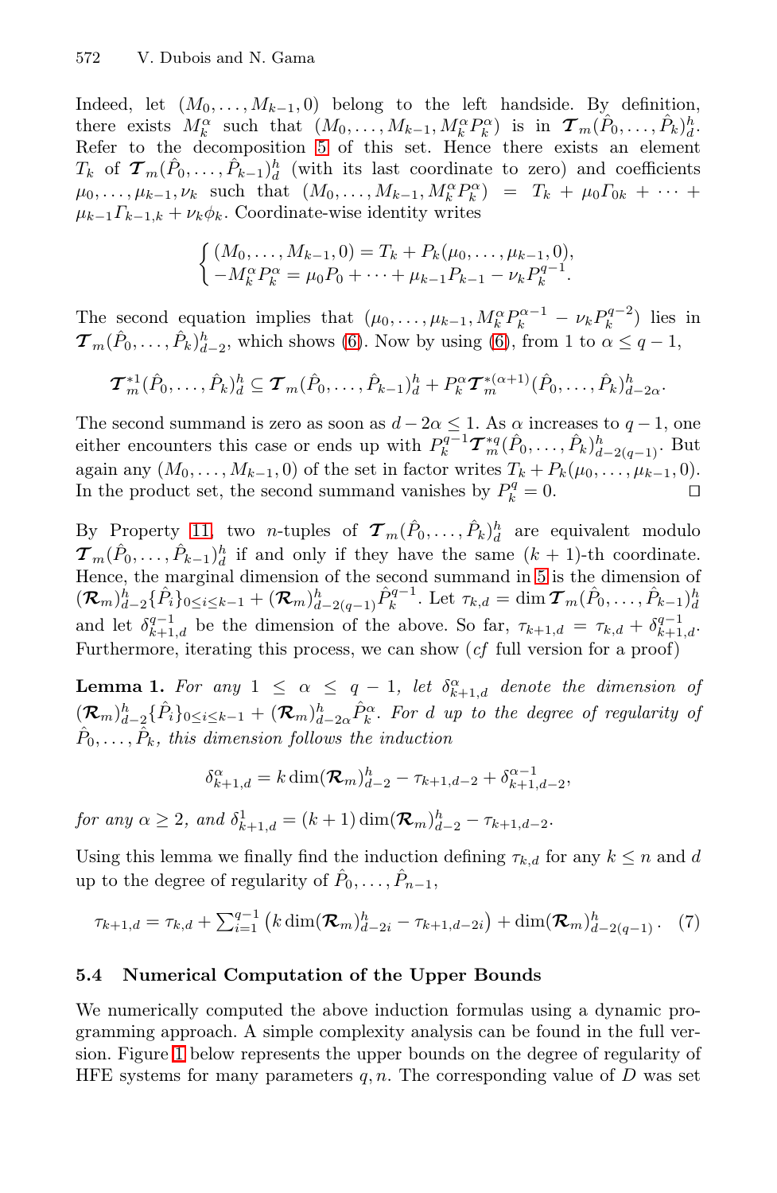Indeed, let $(M_0, \dots, M_{k-1}, 0)$ belong to the left handside. By definition, there exists $M_k^\alpha$ such that $(M_0, \dots, M_{k-1}, M_k^\alpha P_k^\alpha)$ is in $\boldsymbol{\mathcal{T}}_m(\hat{P}_0, \dots, \hat{P}_k)_d^h$. Refer to the decomposition 5 of this set. Hence there exists an element $T_k$ of $\boldsymbol{\mathcal{T}}_m(\hat{P}_0, \dots, \hat{P}_{k-1})_d^h$ (with its last coordinate to zero) and coefficients $\mu_0, \dots, \mu_{k-1}, \nu_k$ such that $(M_0, \dots, M_{k-1}, M_k^\alpha P_k^\alpha) = T_k + \mu_0 \Gamma_{0k} + \dots + \mu_{k-1}\Gamma_{k-1,k} + \nu_k \phi_k$. Coordinate-wise identity writes

$$\begin{cases} (M_0, \dots, M_{k-1}, 0) = T_k + P_k(\mu_0, \dots, \mu_{k-1}, 0), \\ -M_k^\alpha P_k^\alpha = \mu_0 P_0 + \dots + \mu_{k-1} P_{k-1} - \nu_k P_k^{q-1}. \end{cases}$$

The second equation implies that $(\mu_0, \dots, \mu_{k-1}, M_k^\alpha P_k^{\alpha-1} - \nu_k P_k^{q-2})$ lies in $\boldsymbol{\mathcal{T}}_m(\hat{P}_0, \dots, \hat{P}_k)_{d-2}^h$, which shows (6). Now by using (6), from 1 to $\alpha \leq q-1$,

$$\boldsymbol{\mathcal{T}}_m^{*1}(\hat{P}_0, \dots, \hat{P}_k)_d^h \subseteq \boldsymbol{\mathcal{T}}_m(\hat{P}_0, \dots, \hat{P}_{k-1})_d^h + P_k^\alpha \boldsymbol{\mathcal{T}}_m^{*(\alpha+1)}(\hat{P}_0, \dots, \hat{P}_k)_{d-2\alpha}^h.$$

The second summand is zero as soon as $d - 2\alpha \leq 1$. As $\alpha$ increases to $q-1$, one either encounters this case or ends up with $P_k^{q-1}\boldsymbol{\mathcal{T}}_m^{*q}(\hat{P}_0, \dots, \hat{P}_k)_{d-2(q-1)}^h$. But again any $(M_0, \dots, M_{k-1}, 0)$ of the set in factor writes $T_k + P_k(\mu_0, \dots, \mu_{k-1}, 0)$. In the product set, the second summand vanishes by $P_k^q = 0$. $\square$

By Property 11, two $n$-tuples of $\boldsymbol{\mathcal{T}}_m(\hat{P}_0, \dots, \hat{P}_k)_d^h$ are equivalent modulo $\boldsymbol{\mathcal{T}}_m(\hat{P}_0, \dots, \hat{P}_{k-1})_d^h$ if and only if they have the same $(k+1)$-th coordinate. Hence, the marginal dimension of the second summand in 5 is the dimension of $(\boldsymbol{\mathcal{R}}_m)_{d-2}^h\{\hat{P}_i\}_{0 \leq i \leq k-1} + (\boldsymbol{\mathcal{R}}_m)_{d-2(q-1)}^h \hat{P}_k^{q-1}$. Let $\tau_{k,d} = \dim \boldsymbol{\mathcal{T}}_m(\hat{P}_0, \dots, \hat{P}_{k-1})_d^h$ and let $\delta_{k+1,d}^{q-1}$ be the dimension of the above. So far, $\tau_{k+1,d} = \tau_{k,d} + \delta_{k+1,d}^{q-1}$. Furthermore, iterating this process, we can show (*cf* full version for a proof)

**Lemma 1.** *For any $1 \leq \alpha \leq q-1$, let $\delta_{k+1,d}^\alpha$ denote the dimension of $(\boldsymbol{\mathcal{R}}_m)_{d-2}^h\{\hat{P}_i\}_{0 \leq i \leq k-1} + (\boldsymbol{\mathcal{R}}_m)_{d-2\alpha}^h \hat{P}_k^\alpha$. For $d$ up to the degree of regularity of $\hat{P}_0, \dots, \hat{P}_k$, this dimension follows the induction*

$$\delta_{k+1,d}^\alpha = k \dim(\boldsymbol{\mathcal{R}}_m)_{d-2}^h - \tau_{k+1,d-2} + \delta_{k+1,d-2}^{\alpha-1},$$

*for any $\alpha \geq 2$, and $\delta_{k+1,d}^1 = (k+1)\dim(\boldsymbol{\mathcal{R}}_m)_{d-2}^h - \tau_{k+1,d-2}$.*

Using this lemma we finally find the induction defining $\tau_{k,d}$ for any $k \leq n$ and $d$ up to the degree of regularity of $\hat{P}_0, \dots, \hat{P}_{n-1}$,

$$\tau_{k+1,d} = \tau_{k,d} + \textstyle\sum_{i=1}^{q-1}\left(k \dim(\boldsymbol{\mathcal{R}}_m)_{d-2i}^h - \tau_{k+1,d-2i}\right) + \dim(\boldsymbol{\mathcal{R}}_m)_{d-2(q-1)}^h. \quad (7)$$

### 5.4 Numerical Computation of the Upper Bounds

We numerically computed the above induction formulas using a dynamic programming approach. A simple complexity analysis can be found in the full version. Figure 1 below represents the upper bounds on the degree of regularity of HFE systems for many parameters $q, n$. The corresponding value of $D$ was set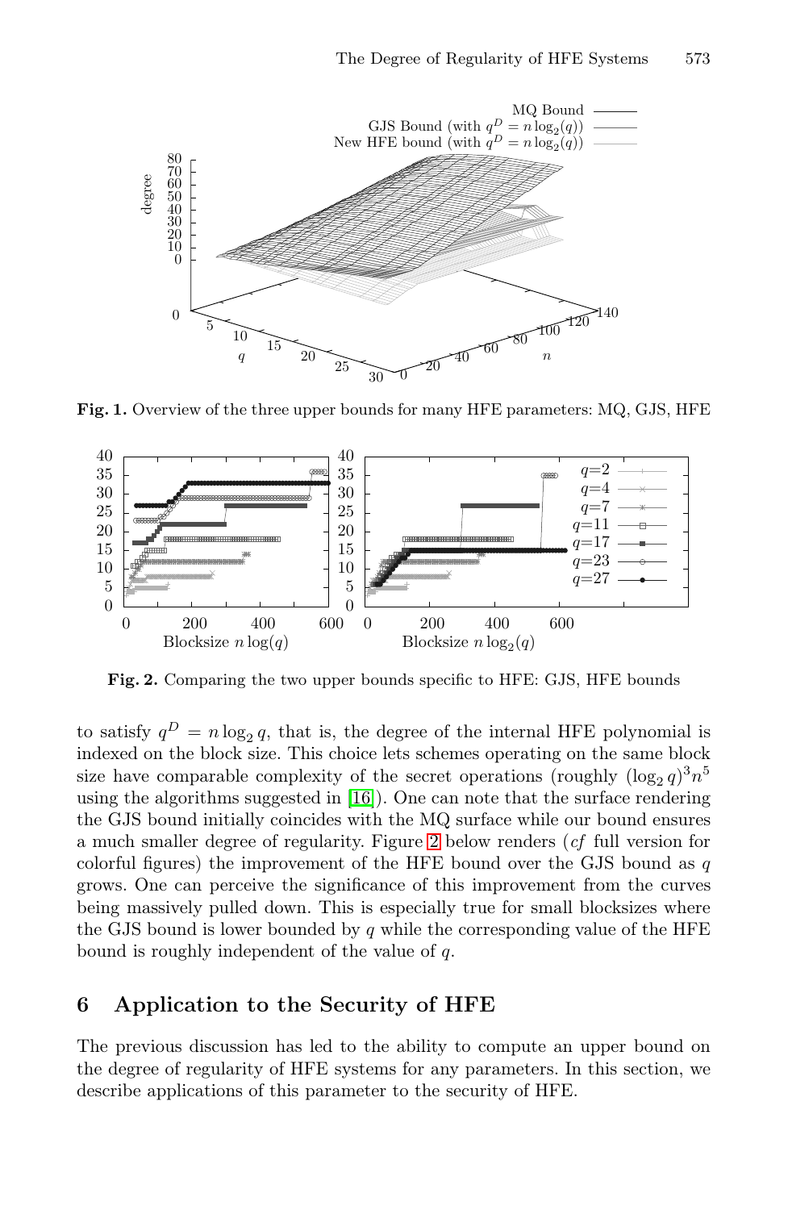**Fig. 1.** Overview of the three upper bounds for many HFE parameters: MQ, GJS, HFE

**Fig. 2.** Comparing the two upper bounds specific to HFE: GJS, HFE bounds

to satisfy $q^D = n \log_2 q$, that is, the degree of the internal HFE polynomial is indexed on the block size. This choice lets schemes operating on the same block size have comparable complexity of the secret operations (roughly $(\log_2 q)^3 n^5$ using the algorithms suggested in [16]). One can note that the surface rendering the GJS bound initially coincides with the MQ surface while our bound ensures a much smaller degree of regularity. Figure 2 below renders (*cf* full version for colorful figures) the improvement of the HFE bound over the GJS bound as $q$ grows. One can perceive the significance of this improvement from the curves being massively pulled down. This is especially true for small blocksizes where the GJS bound is lower bounded by $q$ while the corresponding value of the HFE bound is roughly independent of the value of $q$.

## 6 Application to the Security of HFE

The previous discussion has led to the ability to compute an upper bound on the degree of regularity of HFE systems for any parameters. In this section, we describe applications of this parameter to the security of HFE.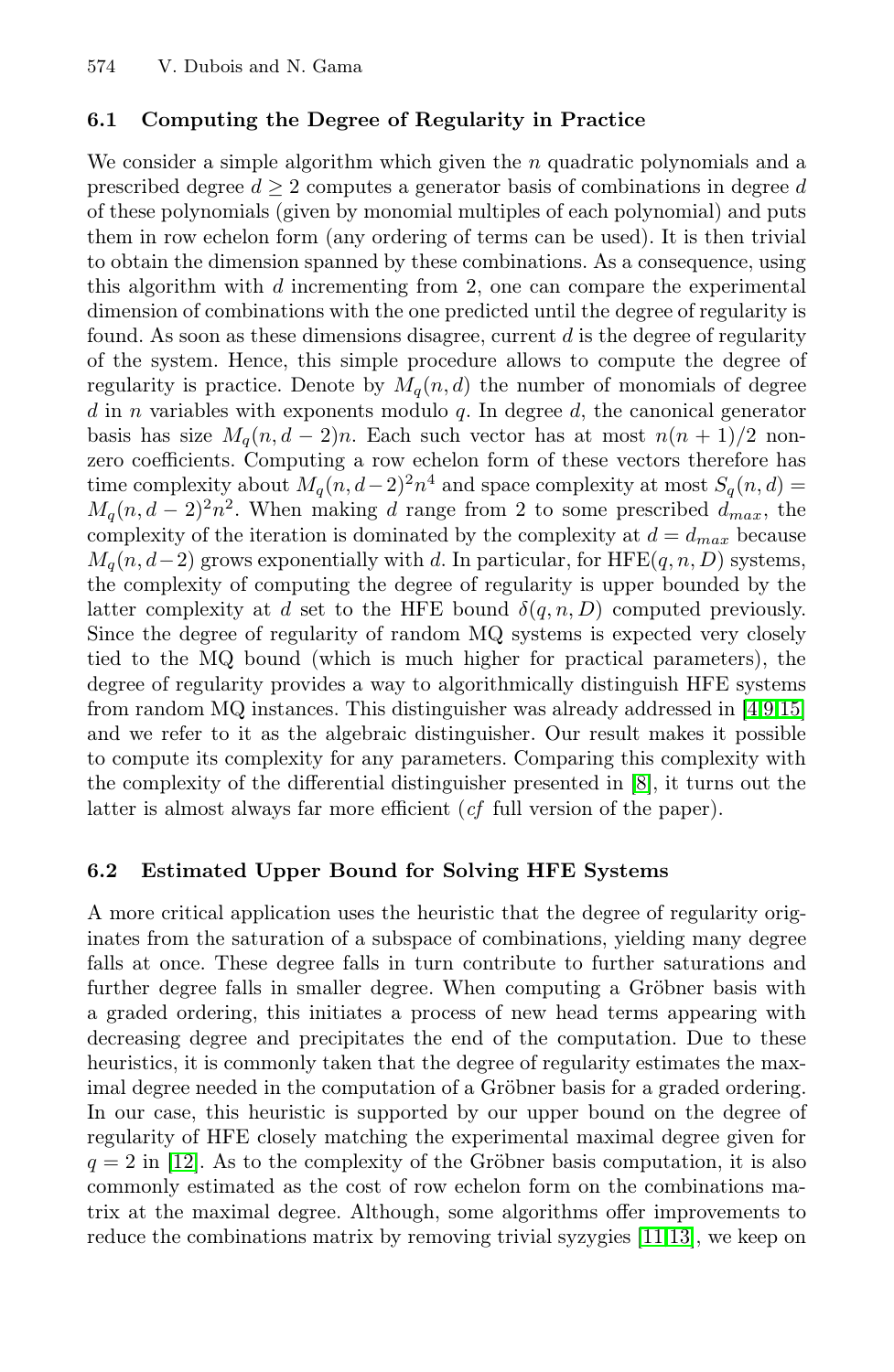### 6.1 Computing the Degree of Regularity in Practice

We consider a simple algorithm which given the $n$ quadratic polynomials and a prescribed degree $d \geq 2$ computes a generator basis of combinations in degree $d$ of these polynomials (given by monomial multiples of each polynomial) and puts them in row echelon form (any ordering of terms can be used). It is then trivial to obtain the dimension spanned by these combinations. As a consequence, using this algorithm with $d$ incrementing from 2, one can compare the experimental dimension of combinations with the one predicted until the degree of regularity is found. As soon as these dimensions disagree, current $d$ is the degree of regularity of the system. Hence, this simple procedure allows to compute the degree of regularity is practice. Denote by $M_q(n, d)$ the number of monomials of degree $d$ in $n$ variables with exponents modulo $q$. In degree $d$, the canonical generator basis has size $M_q(n, d-2)n$. Each such vector has at most $n(n+1)/2$ non-zero coefficients. Computing a row echelon form of these vectors therefore has time complexity about $M_q(n, d-2)^2 n^4$ and space complexity at most $S_q(n, d) = M_q(n, d-2)^2 n^2$. When making $d$ range from 2 to some prescribed $d_{max}$, the complexity of the iteration is dominated by the complexity at $d = d_{max}$ because $M_q(n, d-2)$ grows exponentially with $d$. In particular, for HFE$(q, n, D)$ systems, the complexity of computing the degree of regularity is upper bounded by the latter complexity at $d$ set to the HFE bound $\delta(q, n, D)$ computed previously. Since the degree of regularity of random MQ systems is expected very closely tied to the MQ bound (which is much higher for practical parameters), the degree of regularity provides a way to algorithmically distinguish HFE systems from random MQ instances. This distinguisher was already addressed in [4,9,15] and we refer to it as the algebraic distinguisher. Our result makes it possible to compute its complexity for any parameters. Comparing this complexity with the complexity of the differential distinguisher presented in [8], it turns out the latter is almost always far more efficient (*cf* full version of the paper).

### 6.2 Estimated Upper Bound for Solving HFE Systems

A more critical application uses the heuristic that the degree of regularity originates from the saturation of a subspace of combinations, yielding many degree falls at once. These degree falls in turn contribute to further saturations and further degree falls in smaller degree. When computing a Gröbner basis with a graded ordering, this initiates a process of new head terms appearing with decreasing degree and precipitates the end of the computation. Due to these heuristics, it is commonly taken that the degree of regularity estimates the maximal degree needed in the computation of a Gröbner basis for a graded ordering. In our case, this heuristic is supported by our upper bound on the degree of regularity of HFE closely matching the experimental maximal degree given for $q = 2$ in [12]. As to the complexity of the Gröbner basis computation, it is also commonly estimated as the cost of row echelon form on the combinations matrix at the maximal degree. Although, some algorithms offer improvements to reduce the combinations matrix by removing trivial syzygies [11,13], we keep on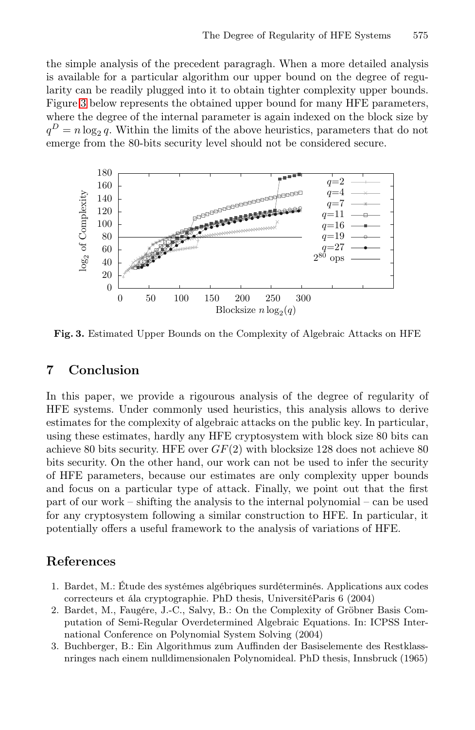the simple analysis of the precedent paragragh. When a more detailed analysis is available for a particular algorithm our upper bound on the degree of regularity can be readily plugged into it to obtain tighter complexity upper bounds. Figure 3 below represents the obtained upper bound for many HFE parameters, where the degree of the internal parameter is again indexed on the block size by $q^D = n \log_2 q$. Within the limits of the above heuristics, parameters that do not emerge from the 80-bits security level should not be considered secure.

**Fig. 3.** Estimated Upper Bounds on the Complexity of Algebraic Attacks on HFE

## 7 Conclusion

In this paper, we provide a rigourous analysis of the degree of regularity of HFE systems. Under commonly used heuristics, this analysis allows to derive estimates for the complexity of algebraic attacks on the public key. In particular, using these estimates, hardly any HFE cryptosystem with block size 80 bits can achieve 80 bits security. HFE over $GF(2)$ with blocksize 128 does not achieve 80 bits security. On the other hand, our work can not be used to infer the security of HFE parameters, because our estimates are only complexity upper bounds and focus on a particular type of attack. Finally, we point out that the first part of our work – shifting the analysis to the internal polynomial – can be used for any cryptosystem following a similar construction to HFE. In particular, it potentially offers a useful framework to the analysis of variations of HFE.

## References

1. Bardet, M.: Étude des systémes algébriques surdéterminés. Applications aux codes correcteurs et ála cryptographie. PhD thesis, UniversitéParis 6 (2004)
2. Bardet, M., Faugére, J.-C., Salvy, B.: On the Complexity of Gröbner Basis Computation of Semi-Regular Overdetermined Algebraic Equations. In: ICPSS International Conference on Polynomial System Solving (2004)
3. Buchberger, B.: Ein Algorithmus zum Auffinden der Basiselemente des Restklassnringes nach einem nulldimensionalen Polynomideal. PhD thesis, Innsbruck (1965)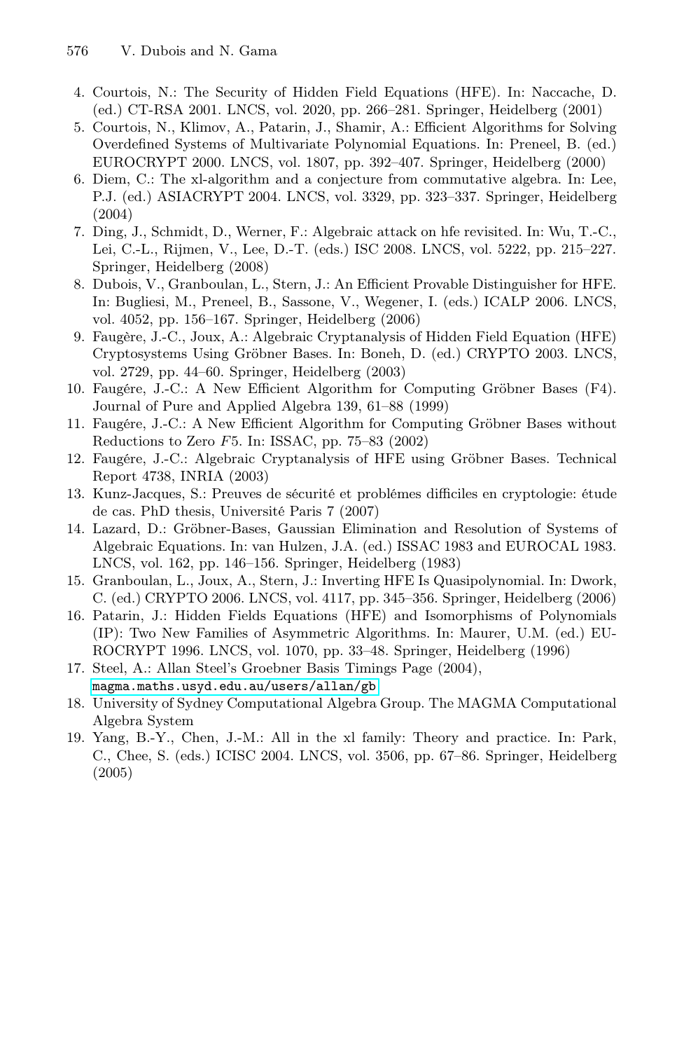4. Courtois, N.: The Security of Hidden Field Equations (HFE). In: Naccache, D. (ed.) CT-RSA 2001. LNCS, vol. 2020, pp. 266–281. Springer, Heidelberg (2001)
5. Courtois, N., Klimov, A., Patarin, J., Shamir, A.: Efficient Algorithms for Solving Overdefined Systems of Multivariate Polynomial Equations. In: Preneel, B. (ed.) EUROCRYPT 2000. LNCS, vol. 1807, pp. 392–407. Springer, Heidelberg (2000)
6. Diem, C.: The xl-algorithm and a conjecture from commutative algebra. In: Lee, P.J. (ed.) ASIACRYPT 2004. LNCS, vol. 3329, pp. 323–337. Springer, Heidelberg (2004)
7. Ding, J., Schmidt, D., Werner, F.: Algebraic attack on hfe revisited. In: Wu, T.-C., Lei, C.-L., Rijmen, V., Lee, D.-T. (eds.) ISC 2008. LNCS, vol. 5222, pp. 215–227. Springer, Heidelberg (2008)
8. Dubois, V., Granboulan, L., Stern, J.: An Efficient Provable Distinguisher for HFE. In: Bugliesi, M., Preneel, B., Sassone, V., Wegener, I. (eds.) ICALP 2006. LNCS, vol. 4052, pp. 156–167. Springer, Heidelberg (2006)
9. Faugère, J.-C., Joux, A.: Algebraic Cryptanalysis of Hidden Field Equation (HFE) Cryptosystems Using Gröbner Bases. In: Boneh, D. (ed.) CRYPTO 2003. LNCS, vol. 2729, pp. 44–60. Springer, Heidelberg (2003)
10. Faugére, J.-C.: A New Efficient Algorithm for Computing Gröbner Bases (F4). Journal of Pure and Applied Algebra 139, 61–88 (1999)
11. Faugére, J.-C.: A New Efficient Algorithm for Computing Gröbner Bases without Reductions to Zero $F5$. In: ISSAC, pp. 75–83 (2002)
12. Faugére, J.-C.: Algebraic Cryptanalysis of HFE using Gröbner Bases. Technical Report 4738, INRIA (2003)
13. Kunz-Jacques, S.: Preuves de sécurité et problémes difficiles en cryptologie: étude de cas. PhD thesis, Université Paris 7 (2007)
14. Lazard, D.: Gröbner-Bases, Gaussian Elimination and Resolution of Systems of Algebraic Equations. In: van Hulzen, J.A. (ed.) ISSAC 1983 and EUROCAL 1983. LNCS, vol. 162, pp. 146–156. Springer, Heidelberg (1983)
15. Granboulan, L., Joux, A., Stern, J.: Inverting HFE Is Quasipolynomial. In: Dwork, C. (ed.) CRYPTO 2006. LNCS, vol. 4117, pp. 345–356. Springer, Heidelberg (2006)
16. Patarin, J.: Hidden Fields Equations (HFE) and Isomorphisms of Polynomials (IP): Two New Families of Asymmetric Algorithms. In: Maurer, U.M. (ed.) EUROCRYPT 1996. LNCS, vol. 1070, pp. 33–48. Springer, Heidelberg (1996)
17. Steel, A.: Allan Steel's Groebner Basis Timings Page (2004), magma.maths.usyd.edu.au/users/allan/gb
18. University of Sydney Computational Algebra Group. The MAGMA Computational Algebra System
19. Yang, B.-Y., Chen, J.-M.: All in the xl family: Theory and practice. In: Park, C., Chee, S. (eds.) ICISC 2004. LNCS, vol. 3506, pp. 67–86. Springer, Heidelberg (2005)